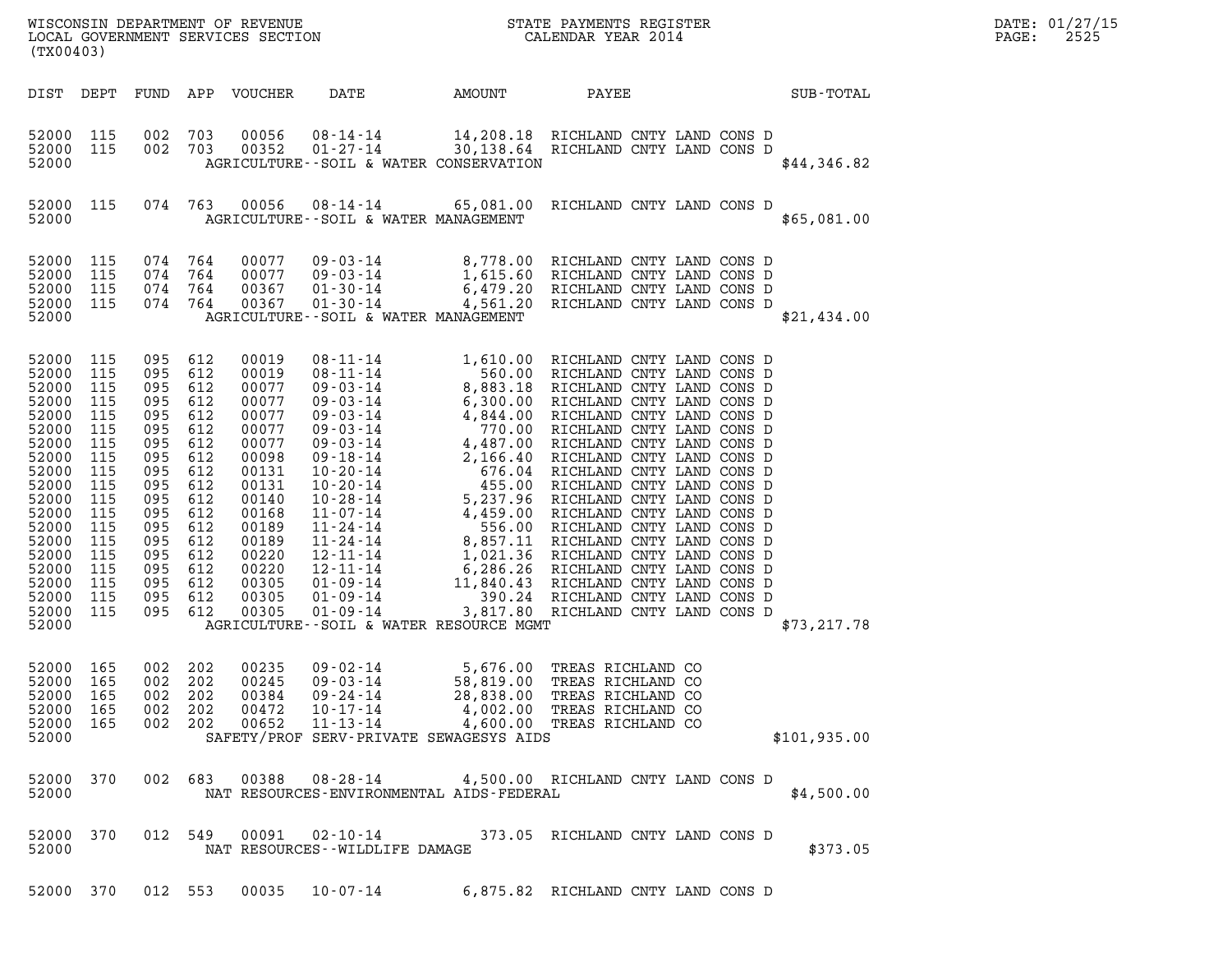WISCONSIN DEPARTMENT OF REVENUE
LOCAL GOVERNMENT SERVICES SECTION
(TX00403)

STATE PAYMENTS REGISTER
CALENDAR YEAR 2014

DATE: 01/27/15
PAGE: 2525

| DIST | DEPT | FUND | APP | VOUCHER | DATE | AMOUNT | PAYEE | SUB-TOTAL |
|---|---|---|---|---|---|---|---|---|
| 52000 | 115 | 002 | 703 | 00056 | 08-14-14 | 14,208.18 | RICHLAND CNTY LAND CONS D | |
| 52000 | 115 | 002 | 703 | 00352 | 01-27-14 | 30,138.64 | RICHLAND CNTY LAND CONS D | |
| 52000 | | | | | AGRICULTURE--SOIL & WATER CONSERVATION | | | $44,346.82 |
| 52000 | 115 | 074 | 763 | 00056 | 08-14-14 | 65,081.00 | RICHLAND CNTY LAND CONS D | |
| 52000 | | | | | AGRICULTURE--SOIL & WATER MANAGEMENT | | | $65,081.00 |
| 52000 | 115 | 074 | 764 | 00077 | 09-03-14 | 8,778.00 | RICHLAND CNTY LAND CONS D | |
| 52000 | 115 | 074 | 764 | 00077 | 09-03-14 | 1,615.60 | RICHLAND CNTY LAND CONS D | |
| 52000 | 115 | 074 | 764 | 00367 | 01-30-14 | 6,479.20 | RICHLAND CNTY LAND CONS D | |
| 52000 | 115 | 074 | 764 | 00367 | 01-30-14 | 4,561.20 | RICHLAND CNTY LAND CONS D | |
| 52000 | | | | | AGRICULTURE--SOIL & WATER MANAGEMENT | | | $21,434.00 |
| 52000 | 115 | 095 | 612 | 00019 | 08-11-14 | 1,610.00 | RICHLAND CNTY LAND CONS D | |
| 52000 | 115 | 095 | 612 | 00019 | 08-11-14 | 560.00 | RICHLAND CNTY LAND CONS D | |
| 52000 | 115 | 095 | 612 | 00077 | 09-03-14 | 8,883.18 | RICHLAND CNTY LAND CONS D | |
| 52000 | 115 | 095 | 612 | 00077 | 09-03-14 | 6,300.00 | RICHLAND CNTY LAND CONS D | |
| 52000 | 115 | 095 | 612 | 00077 | 09-03-14 | 4,844.00 | RICHLAND CNTY LAND CONS D | |
| 52000 | 115 | 095 | 612 | 00077 | 09-03-14 | 770.00 | RICHLAND CNTY LAND CONS D | |
| 52000 | 115 | 095 | 612 | 00077 | 09-03-14 | 4,487.00 | RICHLAND CNTY LAND CONS D | |
| 52000 | 115 | 095 | 612 | 00098 | 09-18-14 | 2,166.40 | RICHLAND CNTY LAND CONS D | |
| 52000 | 115 | 095 | 612 | 00131 | 10-20-14 | 676.04 | RICHLAND CNTY LAND CONS D | |
| 52000 | 115 | 095 | 612 | 00131 | 10-20-14 | 455.00 | RICHLAND CNTY LAND CONS D | |
| 52000 | 115 | 095 | 612 | 00140 | 10-28-14 | 5,237.96 | RICHLAND CNTY LAND CONS D | |
| 52000 | 115 | 095 | 612 | 00168 | 11-07-14 | 4,459.00 | RICHLAND CNTY LAND CONS D | |
| 52000 | 115 | 095 | 612 | 00189 | 11-24-14 | 556.00 | RICHLAND CNTY LAND CONS D | |
| 52000 | 115 | 095 | 612 | 00189 | 11-24-14 | 8,857.11 | RICHLAND CNTY LAND CONS D | |
| 52000 | 115 | 095 | 612 | 00220 | 12-11-14 | 1,021.36 | RICHLAND CNTY LAND CONS D | |
| 52000 | 115 | 095 | 612 | 00220 | 12-11-14 | 6,286.26 | RICHLAND CNTY LAND CONS D | |
| 52000 | 115 | 095 | 612 | 00305 | 01-09-14 | 11,840.43 | RICHLAND CNTY LAND CONS D | |
| 52000 | 115 | 095 | 612 | 00305 | 01-09-14 | 390.24 | RICHLAND CNTY LAND CONS D | |
| 52000 | 115 | 095 | 612 | 00305 | 01-09-14 | 3,817.80 | RICHLAND CNTY LAND CONS D | |
| 52000 | | | | | AGRICULTURE--SOIL & WATER RESOURCE MGMT | | | $73,217.78 |
| 52000 | 165 | 002 | 202 | 00235 | 09-02-14 | 5,676.00 | TREAS RICHLAND CO | |
| 52000 | 165 | 002 | 202 | 00245 | 09-03-14 | 58,819.00 | TREAS RICHLAND CO | |
| 52000 | 165 | 002 | 202 | 00384 | 09-24-14 | 28,838.00 | TREAS RICHLAND CO | |
| 52000 | 165 | 002 | 202 | 00472 | 10-17-14 | 4,002.00 | TREAS RICHLAND CO | |
| 52000 | 165 | 002 | 202 | 00652 | 11-13-14 | 4,600.00 | TREAS RICHLAND CO | |
| 52000 | | | | | SAFETY/PROF SERV-PRIVATE SEWAGESYS AIDS | | | $101,935.00 |
| 52000 | 370 | 002 | 683 | 00388 | 08-28-14 | 4,500.00 | RICHLAND CNTY LAND CONS D | |
| 52000 | | | | | NAT RESOURCES-ENVIRONMENTAL AIDS-FEDERAL | | | $4,500.00 |
| 52000 | 370 | 012 | 549 | 00091 | 02-10-14 | 373.05 | RICHLAND CNTY LAND CONS D | |
| 52000 | | | | | NAT RESOURCES--WILDLIFE DAMAGE | | | $373.05 |
| 52000 | 370 | 012 | 553 | 00035 | 10-07-14 | 6,875.82 | RICHLAND CNTY LAND CONS D | |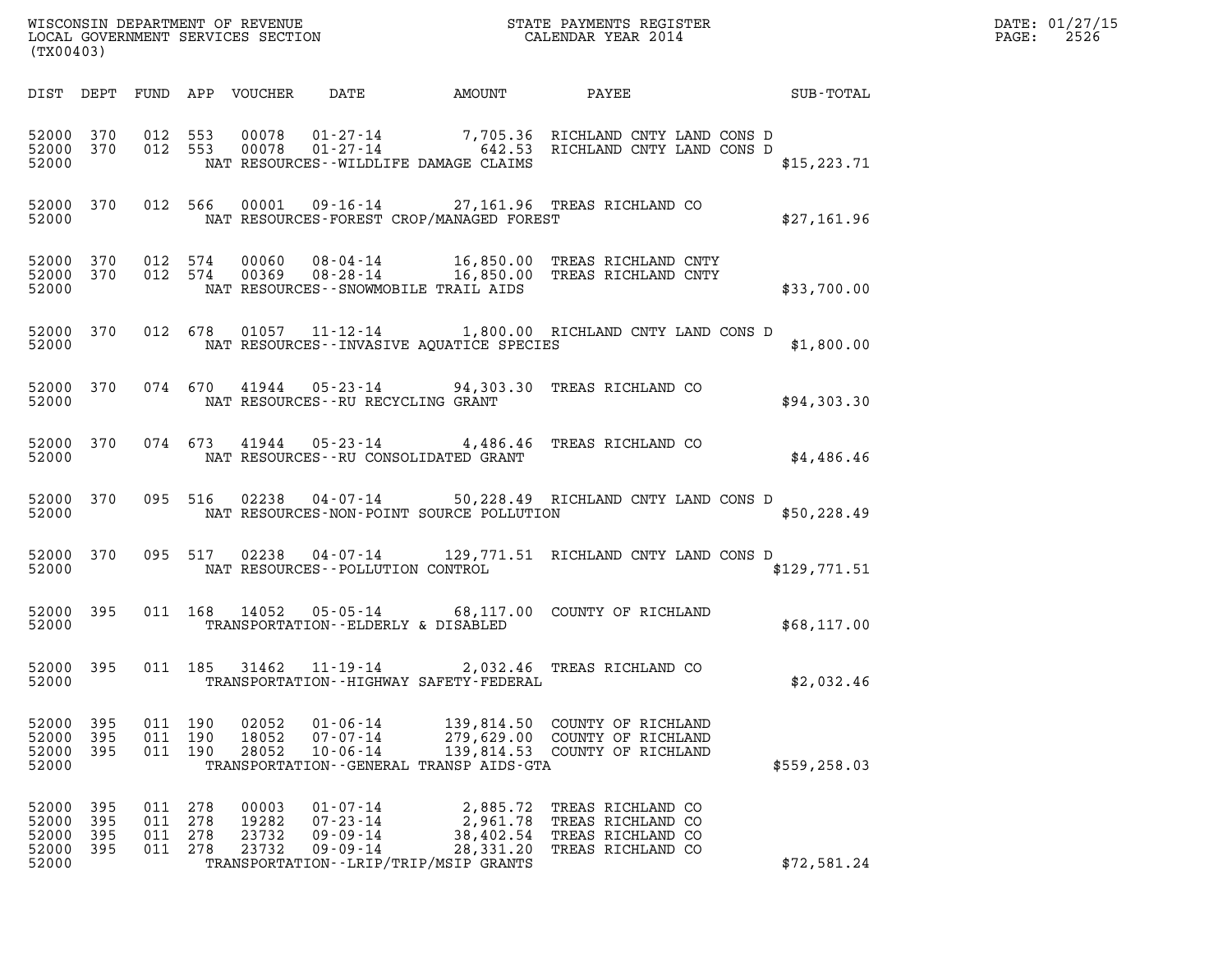WISCONSIN DEPARTMENT OF REVENUE
LOCAL GOVERNMENT SERVICES SECTION
(TX00403)

STATE PAYMENTS REGISTER
CALENDAR YEAR 2014

DATE: 01/27/15
PAGE: 2526

| DIST | DEPT | FUND | APP | VOUCHER | DATE | AMOUNT | PAYEE | SUB-TOTAL |
|---|---|---|---|---|---|---|---|---|
| 52000 | 370 | 012 | 553 | 00078 | 01-27-14 | 7,705.36 | RICHLAND CNTY LAND CONS D | |
| 52000 | 370 | 012 | 553 | 00078 | 01-27-14 | 642.53 | RICHLAND CNTY LAND CONS D | |
| 52000 | | | | | NAT RESOURCES--WILDLIFE DAMAGE CLAIMS | | | $15,223.71 |
| 52000 | 370 | 012 | 566 | 00001 | 09-16-14 | 27,161.96 | TREAS RICHLAND CO | |
| 52000 | | | | | NAT RESOURCES-FOREST CROP/MANAGED FOREST | | | $27,161.96 |
| 52000 | 370 | 012 | 574 | 00060 | 08-04-14 | 16,850.00 | TREAS RICHLAND CNTY | |
| 52000 | 370 | 012 | 574 | 00369 | 08-28-14 | 16,850.00 | TREAS RICHLAND CNTY | |
| 52000 | | | | | NAT RESOURCES--SNOWMOBILE TRAIL AIDS | | | $33,700.00 |
| 52000 | 370 | 012 | 678 | 01057 | 11-12-14 | 1,800.00 | RICHLAND CNTY LAND CONS D | |
| 52000 | | | | | NAT RESOURCES--INVASIVE AQUATICE SPECIES | | | $1,800.00 |
| 52000 | 370 | 074 | 670 | 41944 | 05-23-14 | 94,303.30 | TREAS RICHLAND CO | |
| 52000 | | | | | NAT RESOURCES--RU RECYCLING GRANT | | | $94,303.30 |
| 52000 | 370 | 074 | 673 | 41944 | 05-23-14 | 4,486.46 | TREAS RICHLAND CO | |
| 52000 | | | | | NAT RESOURCES--RU CONSOLIDATED GRANT | | | $4,486.46 |
| 52000 | 370 | 095 | 516 | 02238 | 04-07-14 | 50,228.49 | RICHLAND CNTY LAND CONS D | |
| 52000 | | | | | NAT RESOURCES-NON-POINT SOURCE POLLUTION | | | $50,228.49 |
| 52000 | 370 | 095 | 517 | 02238 | 04-07-14 | 129,771.51 | RICHLAND CNTY LAND CONS D | |
| 52000 | | | | | NAT RESOURCES--POLLUTION CONTROL | | | $129,771.51 |
| 52000 | 395 | 011 | 168 | 14052 | 05-05-14 | 68,117.00 | COUNTY OF RICHLAND | |
| 52000 | | | | | TRANSPORTATION--ELDERLY & DISABLED | | | $68,117.00 |
| 52000 | 395 | 011 | 185 | 31462 | 11-19-14 | 2,032.46 | TREAS RICHLAND CO | |
| 52000 | | | | | TRANSPORTATION--HIGHWAY SAFETY-FEDERAL | | | $2,032.46 |
| 52000 | 395 | 011 | 190 | 02052 | 01-06-14 | 139,814.50 | COUNTY OF RICHLAND | |
| 52000 | 395 | 011 | 190 | 18052 | 07-07-14 | 279,629.00 | COUNTY OF RICHLAND | |
| 52000 | 395 | 011 | 190 | 28052 | 10-06-14 | 139,814.53 | COUNTY OF RICHLAND | |
| 52000 | | | | | TRANSPORTATION--GENERAL TRANSP AIDS-GTA | | | $559,258.03 |
| 52000 | 395 | 011 | 278 | 00003 | 01-07-14 | 2,885.72 | TREAS RICHLAND CO | |
| 52000 | 395 | 011 | 278 | 19282 | 07-23-14 | 2,961.78 | TREAS RICHLAND CO | |
| 52000 | 395 | 011 | 278 | 23732 | 09-09-14 | 38,402.54 | TREAS RICHLAND CO | |
| 52000 | 395 | 011 | 278 | 23732 | 09-09-14 | 28,331.20 | TREAS RICHLAND CO | |
| 52000 | | | | | TRANSPORTATION--LRIP/TRIP/MSIP GRANTS | | | $72,581.24 |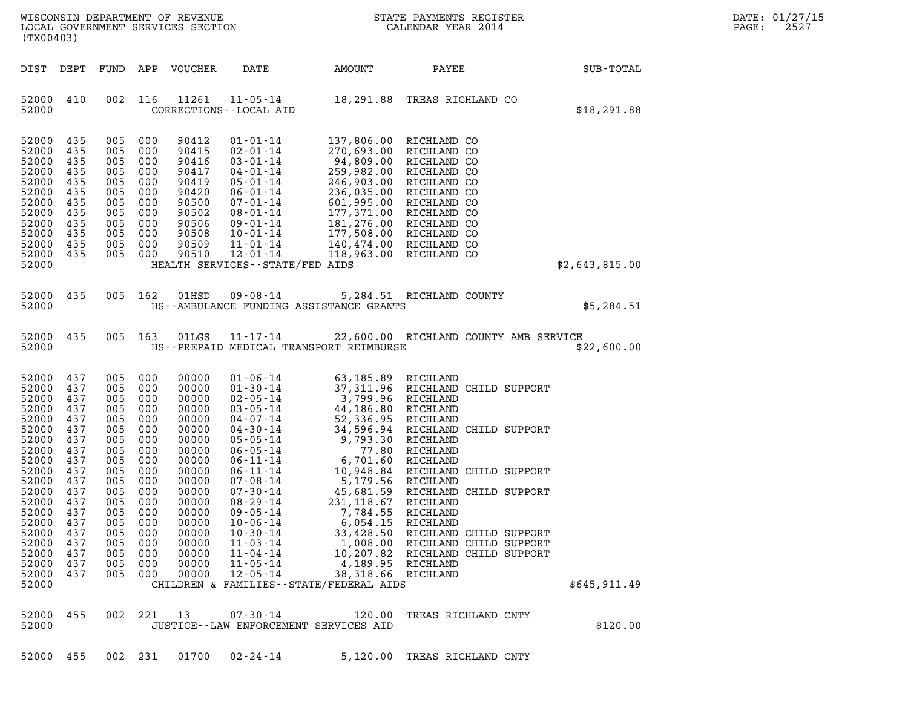WISCONSIN DEPARTMENT OF REVENUE
LOCAL GOVERNMENT SERVICES SECTION
(TX00403)

STATE PAYMENTS REGISTER
CALENDAR YEAR 2014

DATE: 01/27/15
PAGE: 2527

| DIST | DEPT | FUND | APP | VOUCHER | DATE | AMOUNT | PAYEE | SUB-TOTAL |
|---|---|---|---|---|---|---|---|---|
| 52000 | 410 | 002 | 116 | 11261 | 11-05-14 | 18,291.88 | TREAS RICHLAND CO | |
| 52000 | | | | CORRECTIONS--LOCAL AID | | | | $18,291.88 |
| 52000 | 435 | 005 | 000 | 90412 | 01-01-14 | 137,806.00 | RICHLAND CO | |
| 52000 | 435 | 005 | 000 | 90415 | 02-01-14 | 270,693.00 | RICHLAND CO | |
| 52000 | 435 | 005 | 000 | 90416 | 03-01-14 | 94,809.00 | RICHLAND CO | |
| 52000 | 435 | 005 | 000 | 90417 | 04-01-14 | 259,982.00 | RICHLAND CO | |
| 52000 | 435 | 005 | 000 | 90419 | 05-01-14 | 246,903.00 | RICHLAND CO | |
| 52000 | 435 | 005 | 000 | 90420 | 06-01-14 | 236,035.00 | RICHLAND CO | |
| 52000 | 435 | 005 | 000 | 90500 | 07-01-14 | 601,995.00 | RICHLAND CO | |
| 52000 | 435 | 005 | 000 | 90502 | 08-01-14 | 177,371.00 | RICHLAND CO | |
| 52000 | 435 | 005 | 000 | 90506 | 09-01-14 | 181,276.00 | RICHLAND CO | |
| 52000 | 435 | 005 | 000 | 90508 | 10-01-14 | 177,508.00 | RICHLAND CO | |
| 52000 | 435 | 005 | 000 | 90509 | 11-01-14 | 140,474.00 | RICHLAND CO | |
| 52000 | 435 | 005 | 000 | 90510 | 12-01-14 | 118,963.00 | RICHLAND CO | |
| 52000 | | | | HEALTH SERVICES--STATE/FED AIDS | | | | $2,643,815.00 |
| 52000 | 435 | 005 | 162 | 01HSD | 09-08-14 | 5,284.51 | RICHLAND COUNTY | |
| 52000 | | | | HS--AMBULANCE FUNDING ASSISTANCE GRANTS | | | | $5,284.51 |
| 52000 | 435 | 005 | 163 | 01LGS | 11-17-14 | 22,600.00 | RICHLAND COUNTY AMB SERVICE | |
| 52000 | | | | HS--PREPAID MEDICAL TRANSPORT REIMBURSE | | | | $22,600.00 |
| 52000 | 437 | 005 | 000 | 00000 | 01-06-14 | 63,185.89 | RICHLAND | |
| 52000 | 437 | 005 | 000 | 00000 | 01-30-14 | 37,311.96 | RICHLAND CHILD SUPPORT | |
| 52000 | 437 | 005 | 000 | 00000 | 02-05-14 | 3,799.96 | RICHLAND | |
| 52000 | 437 | 005 | 000 | 00000 | 03-05-14 | 44,186.80 | RICHLAND | |
| 52000 | 437 | 005 | 000 | 00000 | 04-07-14 | 52,336.95 | RICHLAND | |
| 52000 | 437 | 005 | 000 | 00000 | 04-30-14 | 34,596.94 | RICHLAND CHILD SUPPORT | |
| 52000 | 437 | 005 | 000 | 00000 | 05-05-14 | 9,793.30 | RICHLAND | |
| 52000 | 437 | 005 | 000 | 00000 | 06-05-14 | 77.80 | RICHLAND | |
| 52000 | 437 | 005 | 000 | 00000 | 06-11-14 | 6,701.60 | RICHLAND | |
| 52000 | 437 | 005 | 000 | 00000 | 06-11-14 | 10,948.84 | RICHLAND CHILD SUPPORT | |
| 52000 | 437 | 005 | 000 | 00000 | 07-08-14 | 5,179.56 | RICHLAND | |
| 52000 | 437 | 005 | 000 | 00000 | 07-30-14 | 45,681.59 | RICHLAND CHILD SUPPORT | |
| 52000 | 437 | 005 | 000 | 00000 | 08-29-14 | 231,118.67 | RICHLAND | |
| 52000 | 437 | 005 | 000 | 00000 | 09-05-14 | 7,784.55 | RICHLAND | |
| 52000 | 437 | 005 | 000 | 00000 | 10-06-14 | 6,054.15 | RICHLAND | |
| 52000 | 437 | 005 | 000 | 00000 | 10-30-14 | 33,428.50 | RICHLAND CHILD SUPPORT | |
| 52000 | 437 | 005 | 000 | 00000 | 11-03-14 | 1,008.00 | RICHLAND CHILD SUPPORT | |
| 52000 | 437 | 005 | 000 | 00000 | 11-04-14 | 10,207.82 | RICHLAND CHILD SUPPORT | |
| 52000 | 437 | 005 | 000 | 00000 | 11-05-14 | 4,189.95 | RICHLAND | |
| 52000 | 437 | 005 | 000 | 00000 | 12-05-14 | 38,318.66 | RICHLAND | |
| 52000 | | | | CHILDREN & FAMILIES--STATE/FEDERAL AIDS | | | | $645,911.49 |
| 52000 | 455 | 002 | 221 | 13 | 07-30-14 | 120.00 | TREAS RICHLAND CNTY | |
| 52000 | | | | JUSTICE--LAW ENFORCEMENT SERVICES AID | | | | $120.00 |
| 52000 | 455 | 002 | 231 | 01700 | 02-24-14 | 5,120.00 | TREAS RICHLAND CNTY | |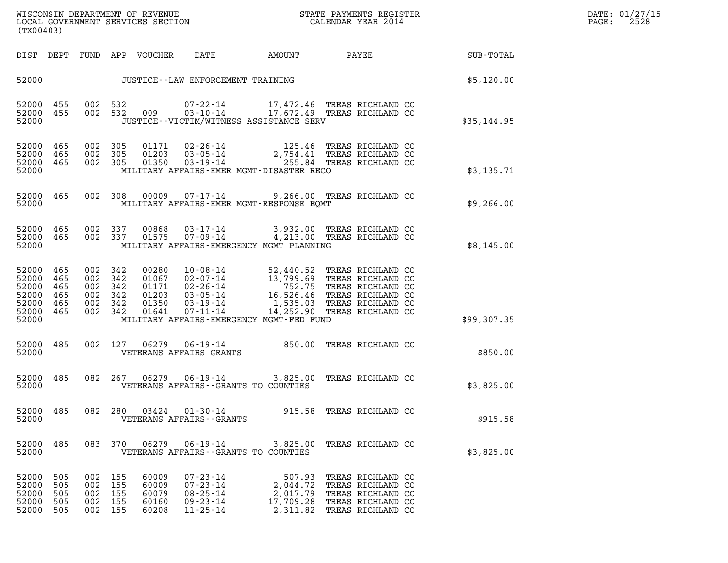WISCONSIN DEPARTMENT OF REVENUE
LOCAL GOVERNMENT SERVICES SECTION
(TX00403)

STATE PAYMENTS REGISTER
CALENDAR YEAR 2014

DATE: 01/27/15

| DIST | DEPT | FUND | APP | VOUCHER | DATE | AMOUNT | PAYEE | SUB-TOTAL |
|---|---|---|---|---|---|---|---|---|
| 52000 | | | | JUSTICE--LAW ENFORCEMENT TRAINING | | | | $5,120.00 |
| 52000 | 455 | 002 | 532 | | 07-22-14 | 17,472.46 | TREAS RICHLAND CO | |
| 52000 | 455 | 002 | 532 | 009 | 03-10-14 | 17,672.49 | TREAS RICHLAND CO | |
| 52000 | | | | JUSTICE--VICTIM/WITNESS ASSISTANCE SERV | | | | $35,144.95 |
| 52000 | 465 | 002 | 305 | 01171 | 02-26-14 | 125.46 | TREAS RICHLAND CO | |
| 52000 | 465 | 002 | 305 | 01203 | 03-05-14 | 2,754.41 | TREAS RICHLAND CO | |
| 52000 | 465 | 002 | 305 | 01350 | 03-19-14 | 255.84 | TREAS RICHLAND CO | |
| 52000 | | | | MILITARY AFFAIRS-EMER MGMT-DISASTER RECO | | | | $3,135.71 |
| 52000 | 465 | 002 | 308 | 00009 | 07-17-14 | 9,266.00 | TREAS RICHLAND CO | |
| 52000 | | | | MILITARY AFFAIRS-EMER MGMT-RESPONSE EQMT | | | | $9,266.00 |
| 52000 | 465 | 002 | 337 | 00868 | 03-17-14 | 3,932.00 | TREAS RICHLAND CO | |
| 52000 | 465 | 002 | 337 | 01575 | 07-09-14 | 4,213.00 | TREAS RICHLAND CO | |
| 52000 | | | | MILITARY AFFAIRS-EMERGENCY MGMT PLANNING | | | | $8,145.00 |
| 52000 | 465 | 002 | 342 | 00280 | 10-08-14 | 52,440.52 | TREAS RICHLAND CO | |
| 52000 | 465 | 002 | 342 | 01067 | 02-07-14 | 13,799.69 | TREAS RICHLAND CO | |
| 52000 | 465 | 002 | 342 | 01171 | 02-26-14 | 752.75 | TREAS RICHLAND CO | |
| 52000 | 465 | 002 | 342 | 01203 | 03-05-14 | 16,526.46 | TREAS RICHLAND CO | |
| 52000 | 465 | 002 | 342 | 01350 | 03-19-14 | 1,535.03 | TREAS RICHLAND CO | |
| 52000 | 465 | 002 | 342 | 01641 | 07-11-14 | 14,252.90 | TREAS RICHLAND CO | |
| 52000 | | | | MILITARY AFFAIRS-EMERGENCY MGMT-FED FUND | | | | $99,307.35 |
| 52000 | 485 | 002 | 127 | 06279 | 06-19-14 | 850.00 | TREAS RICHLAND CO | |
| 52000 | | | | VETERANS AFFAIRS GRANTS | | | | $850.00 |
| 52000 | 485 | 082 | 267 | 06279 | 06-19-14 | 3,825.00 | TREAS RICHLAND CO | |
| 52000 | | | | VETERANS AFFAIRS--GRANTS TO COUNTIES | | | | $3,825.00 |
| 52000 | 485 | 082 | 280 | 03424 | 01-30-14 | 915.58 | TREAS RICHLAND CO | |
| 52000 | | | | VETERANS AFFAIRS--GRANTS | | | | $915.58 |
| 52000 | 485 | 083 | 370 | 06279 | 06-19-14 | 3,825.00 | TREAS RICHLAND CO | |
| 52000 | | | | VETERANS AFFAIRS--GRANTS TO COUNTIES | | | | $3,825.00 |
| 52000 | 505 | 002 | 155 | 60009 | 07-23-14 | 507.93 | TREAS RICHLAND CO | |
| 52000 | 505 | 002 | 155 | 60009 | 07-23-14 | 2,044.72 | TREAS RICHLAND CO | |
| 52000 | 505 | 002 | 155 | 60079 | 08-25-14 | 2,017.79 | TREAS RICHLAND CO | |
| 52000 | 505 | 002 | 155 | 60160 | 09-23-14 | 17,709.28 | TREAS RICHLAND CO | |
| 52000 | 505 | 002 | 155 | 60208 | 11-25-14 | 2,311.82 | TREAS RICHLAND CO | |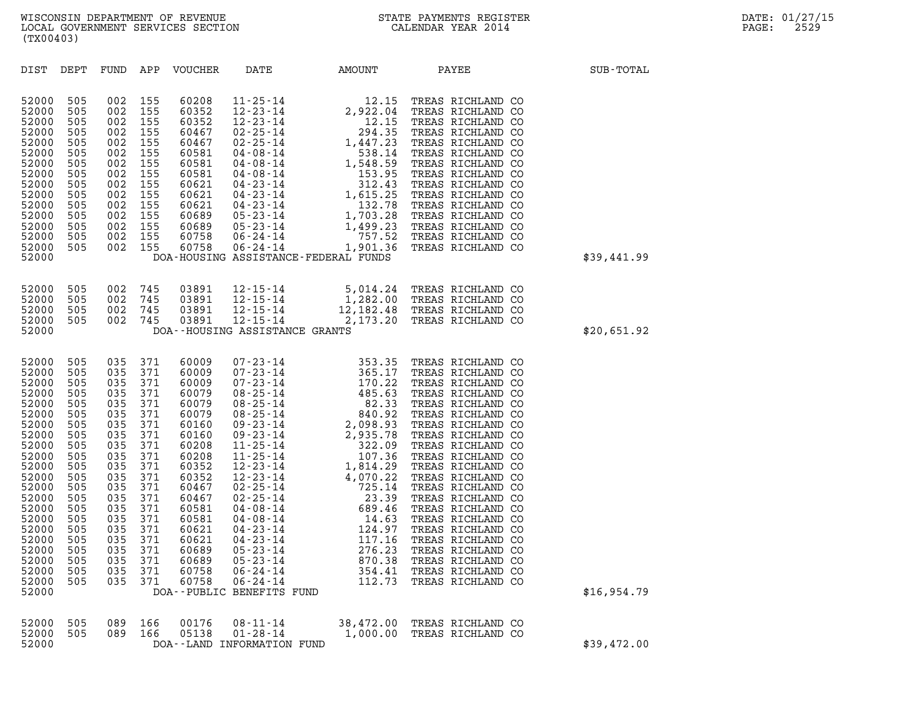WISCONSIN DEPARTMENT OF REVENUE
LOCAL GOVERNMENT SERVICES SECTION
(TX00403)

STATE PAYMENTS REGISTER
CALENDAR YEAR 2014

DATE: 01/27/15

| DIST | DEPT | FUND | APP | VOUCHER | DATE | AMOUNT | PAYEE | SUB-TOTAL |
|---|---|---|---|---|---|---|---|---|
| 52000 | 505 | 002 | 155 | 60208 | 11-25-14 | 12.15 | TREAS RICHLAND CO | |
| 52000 | 505 | 002 | 155 | 60352 | 12-23-14 | 2,922.04 | TREAS RICHLAND CO | |
| 52000 | 505 | 002 | 155 | 60352 | 12-23-14 | 12.15 | TREAS RICHLAND CO | |
| 52000 | 505 | 002 | 155 | 60467 | 02-25-14 | 294.35 | TREAS RICHLAND CO | |
| 52000 | 505 | 002 | 155 | 60467 | 02-25-14 | 1,447.23 | TREAS RICHLAND CO | |
| 52000 | 505 | 002 | 155 | 60581 | 04-08-14 | 538.14 | TREAS RICHLAND CO | |
| 52000 | 505 | 002 | 155 | 60581 | 04-08-14 | 1,548.59 | TREAS RICHLAND CO | |
| 52000 | 505 | 002 | 155 | 60581 | 04-08-14 | 153.95 | TREAS RICHLAND CO | |
| 52000 | 505 | 002 | 155 | 60621 | 04-23-14 | 312.43 | TREAS RICHLAND CO | |
| 52000 | 505 | 002 | 155 | 60621 | 04-23-14 | 1,615.25 | TREAS RICHLAND CO | |
| 52000 | 505 | 002 | 155 | 60621 | 04-23-14 | 132.78 | TREAS RICHLAND CO | |
| 52000 | 505 | 002 | 155 | 60689 | 05-23-14 | 1,703.28 | TREAS RICHLAND CO | |
| 52000 | 505 | 002 | 155 | 60689 | 05-23-14 | 1,499.23 | TREAS RICHLAND CO | |
| 52000 | 505 | 002 | 155 | 60758 | 06-24-14 | 757.52 | TREAS RICHLAND CO | |
| 52000 | 505 | 002 | 155 | 60758 | 06-24-14 | 1,901.36 | TREAS RICHLAND CO | |
| 52000 | | | | DOA-HOUSING ASSISTANCE-FEDERAL FUNDS | | | | $39,441.99 |
| 52000 | 505 | 002 | 745 | 03891 | 12-15-14 | 5,014.24 | TREAS RICHLAND CO | |
| 52000 | 505 | 002 | 745 | 03891 | 12-15-14 | 1,282.00 | TREAS RICHLAND CO | |
| 52000 | 505 | 002 | 745 | 03891 | 12-15-14 | 12,182.48 | TREAS RICHLAND CO | |
| 52000 | 505 | 002 | 745 | 03891 | 12-15-14 | 2,173.20 | TREAS RICHLAND CO | |
| 52000 | | | | DOA--HOUSING ASSISTANCE GRANTS | | | | $20,651.92 |
| 52000 | 505 | 035 | 371 | 60009 | 07-23-14 | 353.35 | TREAS RICHLAND CO | |
| 52000 | 505 | 035 | 371 | 60009 | 07-23-14 | 365.17 | TREAS RICHLAND CO | |
| 52000 | 505 | 035 | 371 | 60009 | 07-23-14 | 170.22 | TREAS RICHLAND CO | |
| 52000 | 505 | 035 | 371 | 60079 | 08-25-14 | 485.63 | TREAS RICHLAND CO | |
| 52000 | 505 | 035 | 371 | 60079 | 08-25-14 | 82.33 | TREAS RICHLAND CO | |
| 52000 | 505 | 035 | 371 | 60079 | 08-25-14 | 840.92 | TREAS RICHLAND CO | |
| 52000 | 505 | 035 | 371 | 60160 | 09-23-14 | 2,098.93 | TREAS RICHLAND CO | |
| 52000 | 505 | 035 | 371 | 60160 | 09-23-14 | 2,935.78 | TREAS RICHLAND CO | |
| 52000 | 505 | 035 | 371 | 60208 | 11-25-14 | 322.09 | TREAS RICHLAND CO | |
| 52000 | 505 | 035 | 371 | 60208 | 11-25-14 | 107.36 | TREAS RICHLAND CO | |
| 52000 | 505 | 035 | 371 | 60352 | 12-23-14 | 1,814.29 | TREAS RICHLAND CO | |
| 52000 | 505 | 035 | 371 | 60352 | 12-23-14 | 4,070.22 | TREAS RICHLAND CO | |
| 52000 | 505 | 035 | 371 | 60467 | 02-25-14 | 725.14 | TREAS RICHLAND CO | |
| 52000 | 505 | 035 | 371 | 60467 | 02-25-14 | 23.39 | TREAS RICHLAND CO | |
| 52000 | 505 | 035 | 371 | 60581 | 04-08-14 | 689.46 | TREAS RICHLAND CO | |
| 52000 | 505 | 035 | 371 | 60581 | 04-08-14 | 14.63 | TREAS RICHLAND CO | |
| 52000 | 505 | 035 | 371 | 60621 | 04-23-14 | 124.97 | TREAS RICHLAND CO | |
| 52000 | 505 | 035 | 371 | 60621 | 04-23-14 | 117.16 | TREAS RICHLAND CO | |
| 52000 | 505 | 035 | 371 | 60689 | 05-23-14 | 276.23 | TREAS RICHLAND CO | |
| 52000 | 505 | 035 | 371 | 60689 | 05-23-14 | 870.38 | TREAS RICHLAND CO | |
| 52000 | 505 | 035 | 371 | 60758 | 06-24-14 | 354.41 | TREAS RICHLAND CO | |
| 52000 | 505 | 035 | 371 | 60758 | 06-24-14 | 112.73 | TREAS RICHLAND CO | |
| 52000 | | | | DOA--PUBLIC BENEFITS FUND | | | | $16,954.79 |
| 52000 | 505 | 089 | 166 | 00176 | 08-11-14 | 38,472.00 | TREAS RICHLAND CO | |
| 52000 | 505 | 089 | 166 | 05138 | 01-28-14 | 1,000.00 | TREAS RICHLAND CO | |
| 52000 | | | | DOA--LAND INFORMATION FUND | | | | $39,472.00 |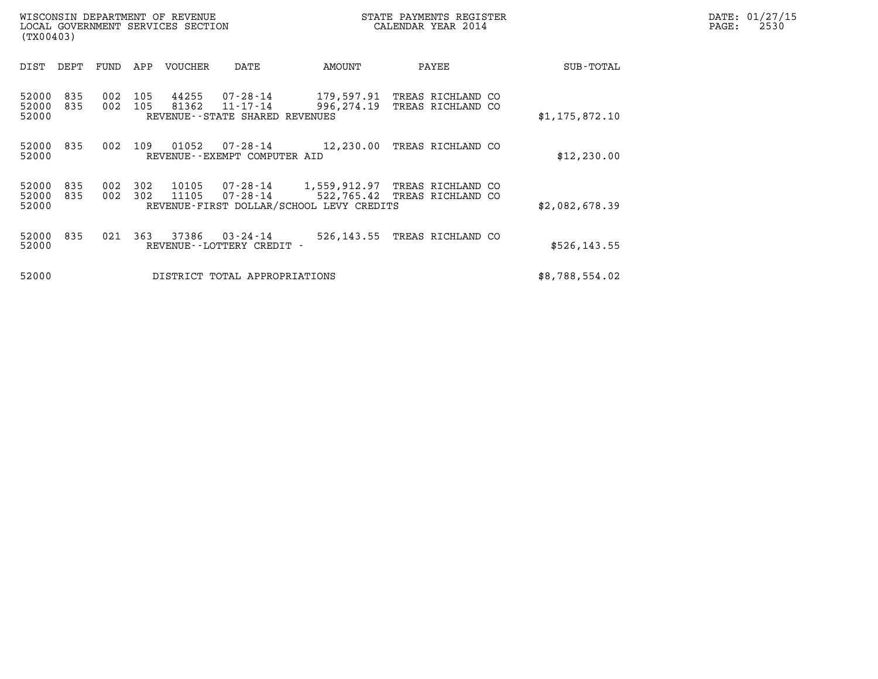WISCONSIN DEPARTMENT OF REVENUE
LOCAL GOVERNMENT SERVICES SECTION
(TX00403)

STATE PAYMENTS REGISTER
CALENDAR YEAR 2014

| DIST | DEPT | FUND | APP | VOUCHER | DATE | AMOUNT | PAYEE | SUB-TOTAL |
|---|---|---|---|---|---|---|---|---|
| 52000 | 835 | 002 | 105 | 44255 | 07-28-14 | 179,597.91 | TREAS RICHLAND CO | |
| 52000 | 835 | 002 | 105 | 81362 | 11-17-14 | 996,274.19 | TREAS RICHLAND CO | |
| 52000 | | | | REVENUE--STATE SHARED REVENUES | | | | $1,175,872.10 |
| 52000 | 835 | 002 | 109 | 01052 | 07-28-14 | 12,230.00 | TREAS RICHLAND CO | |
| 52000 | | | | REVENUE--EXEMPT COMPUTER AID | | | | $12,230.00 |
| 52000 | 835 | 002 | 302 | 10105 | 07-28-14 | 1,559,912.97 | TREAS RICHLAND CO | |
| 52000 | 835 | 002 | 302 | 11105 | 07-28-14 | 522,765.42 | TREAS RICHLAND CO | |
| 52000 | | | | REVENUE-FIRST DOLLAR/SCHOOL LEVY CREDITS | | | | $2,082,678.39 |
| 52000 | 835 | 021 | 363 | 37386 | 03-24-14 | 526,143.55 | TREAS RICHLAND CO | |
| 52000 | | | | REVENUE--LOTTERY CREDIT - | | | | $526,143.55 |
| 52000 | | | | DISTRICT TOTAL APPROPRIATIONS | | | | $8,788,554.02 |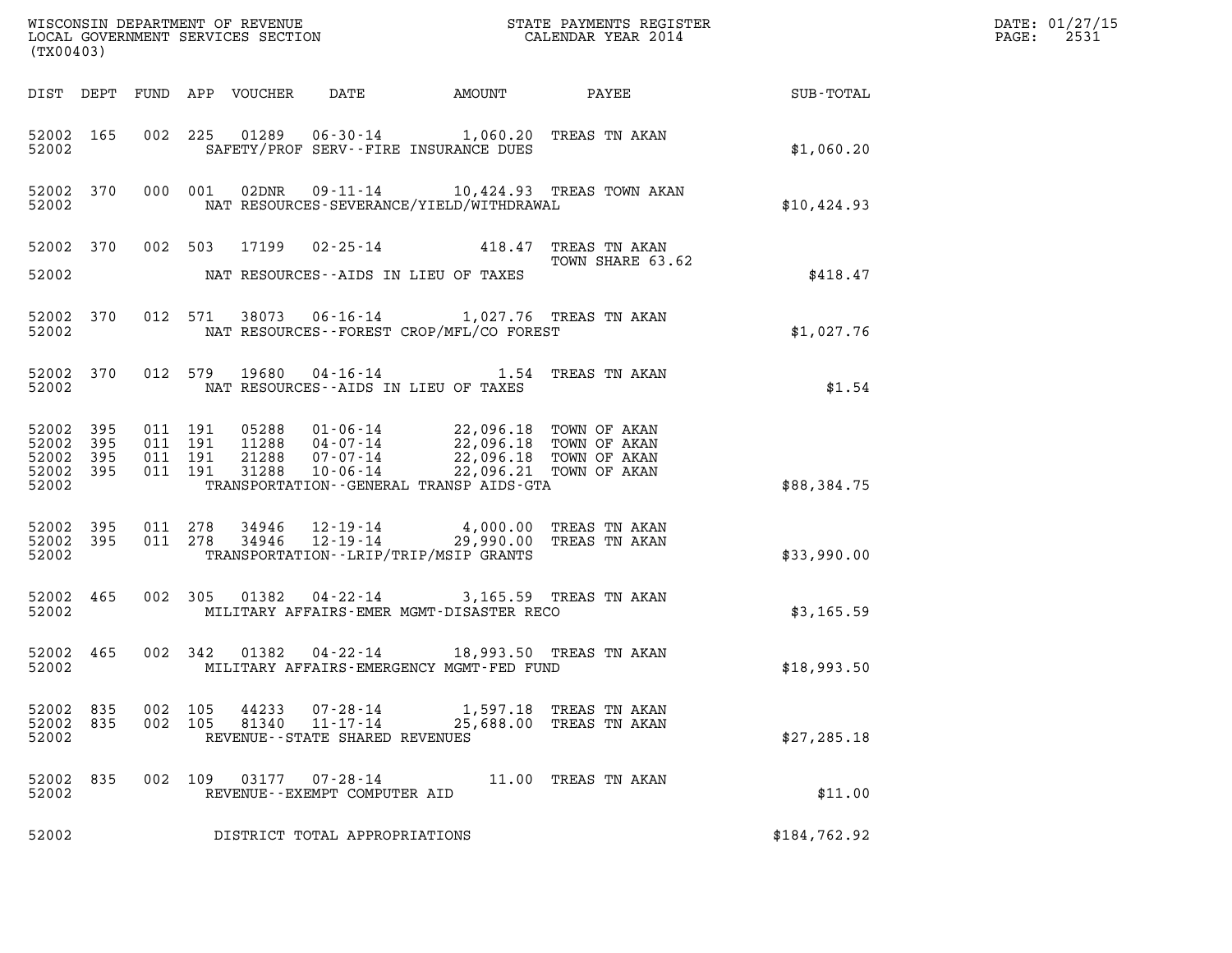WISCONSIN DEPARTMENT OF REVENUE
LOCAL GOVERNMENT SERVICES SECTION
(TX00403)

STATE PAYMENTS REGISTER
CALENDAR YEAR 2014

DATE: 01/27/15
PAGE: 2531

| DIST | DEPT | FUND | APP | VOUCHER | DATE | AMOUNT | PAYEE | SUB-TOTAL |
|---|---|---|---|---|---|---|---|---|
| 52002 | 165 | 002 | 225 | 01289 | 06-30-14 | 1,060.20 | TREAS TN AKAN | |
| 52002 | | | | SAFETY/PROF SERV--FIRE INSURANCE DUES | | | | $1,060.20 |
| 52002 | 370 | 000 | 001 | 02DNR | 09-11-14 | 10,424.93 | TREAS TOWN AKAN | |
| 52002 | | | | NAT RESOURCES-SEVERANCE/YIELD/WITHDRAWAL | | | | $10,424.93 |
| 52002 | 370 | 002 | 503 | 17199 | 02-25-14 | 418.47 | TREAS TN AKAN TOWN SHARE 63.62 | |
| 52002 | | | | NAT RESOURCES--AIDS IN LIEU OF TAXES | | | | $418.47 |
| 52002 | 370 | 012 | 571 | 38073 | 06-16-14 | 1,027.76 | TREAS TN AKAN | |
| 52002 | | | | NAT RESOURCES--FOREST CROP/MFL/CO FOREST | | | | $1,027.76 |
| 52002 | 370 | 012 | 579 | 19680 | 04-16-14 | 1.54 | TREAS TN AKAN | |
| 52002 | | | | NAT RESOURCES--AIDS IN LIEU OF TAXES | | | | $1.54 |
| 52002 | 395 | 011 | 191 | 05288 | 01-06-14 | 22,096.18 | TOWN OF AKAN | |
| 52002 | 395 | 011 | 191 | 11288 | 04-07-14 | 22,096.18 | TOWN OF AKAN | |
| 52002 | 395 | 011 | 191 | 21288 | 07-07-14 | 22,096.18 | TOWN OF AKAN | |
| 52002 | 395 | 011 | 191 | 31288 | 10-06-14 | 22,096.21 | TOWN OF AKAN | |
| 52002 | | | | TRANSPORTATION--GENERAL TRANSP AIDS-GTA | | | | $88,384.75 |
| 52002 | 395 | 011 | 278 | 34946 | 12-19-14 | 4,000.00 | TREAS TN AKAN | |
| 52002 | 395 | 011 | 278 | 34946 | 12-19-14 | 29,990.00 | TREAS TN AKAN | |
| 52002 | | | | TRANSPORTATION--LRIP/TRIP/MSIP GRANTS | | | | $33,990.00 |
| 52002 | 465 | 002 | 305 | 01382 | 04-22-14 | 3,165.59 | TREAS TN AKAN | |
| 52002 | | | | MILITARY AFFAIRS-EMER MGMT-DISASTER RECO | | | | $3,165.59 |
| 52002 | 465 | 002 | 342 | 01382 | 04-22-14 | 18,993.50 | TREAS TN AKAN | |
| 52002 | | | | MILITARY AFFAIRS-EMERGENCY MGMT-FED FUND | | | | $18,993.50 |
| 52002 | 835 | 002 | 105 | 44233 | 07-28-14 | 1,597.18 | TREAS TN AKAN | |
| 52002 | 835 | 002 | 105 | 81340 | 11-17-14 | 25,688.00 | TREAS TN AKAN | |
| 52002 | | | | REVENUE--STATE SHARED REVENUES | | | | $27,285.18 |
| 52002 | 835 | 002 | 109 | 03177 | 07-28-14 | 11.00 | TREAS TN AKAN | |
| 52002 | | | | REVENUE--EXEMPT COMPUTER AID | | | | $11.00 |
| 52002 | | | | DISTRICT TOTAL APPROPRIATIONS | | | | $184,762.92 |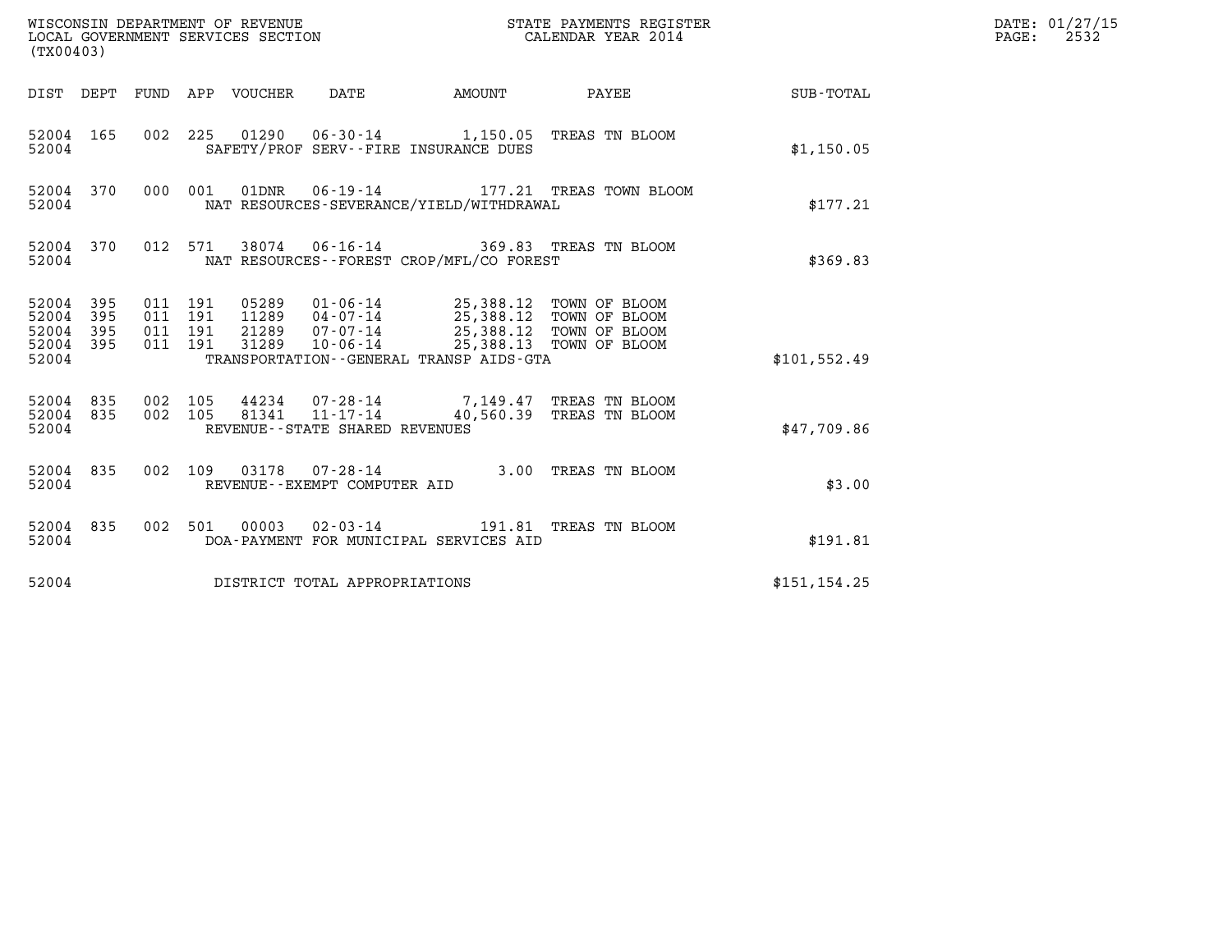WISCONSIN DEPARTMENT OF REVENUE
LOCAL GOVERNMENT SERVICES SECTION
(TX00403)

STATE PAYMENTS REGISTER
CALENDAR YEAR 2014

DATE: 01/27/15
PAGE: 2532

| DIST | DEPT | FUND | APP | VOUCHER | DATE | AMOUNT | PAYEE | SUB-TOTAL |
|---|---|---|---|---|---|---|---|---|
| 52004 | 165 | 002 | 225 | 01290 | 06-30-14 | 1,150.05 | TREAS TN BLOOM | |
| 52004 | | | | SAFETY/PROF SERV--FIRE INSURANCE DUES | | | | $1,150.05 |
| 52004 | 370 | 000 | 001 | 01DNR | 06-19-14 | 177.21 | TREAS TOWN BLOOM | |
| 52004 | | | | NAT RESOURCES-SEVERANCE/YIELD/WITHDRAWAL | | | | $177.21 |
| 52004 | 370 | 012 | 571 | 38074 | 06-16-14 | 369.83 | TREAS TN BLOOM | |
| 52004 | | | | NAT RESOURCES--FOREST CROP/MFL/CO FOREST | | | | $369.83 |
| 52004 | 395 | 011 | 191 | 05289 | 01-06-14 | 25,388.12 | TOWN OF BLOOM | |
| 52004 | 395 | 011 | 191 | 11289 | 04-07-14 | 25,388.12 | TOWN OF BLOOM | |
| 52004 | 395 | 011 | 191 | 21289 | 07-07-14 | 25,388.12 | TOWN OF BLOOM | |
| 52004 | 395 | 011 | 191 | 31289 | 10-06-14 | 25,388.13 | TOWN OF BLOOM | |
| 52004 | | | | TRANSPORTATION--GENERAL TRANSP AIDS-GTA | | | | $101,552.49 |
| 52004 | 835 | 002 | 105 | 44234 | 07-28-14 | 7,149.47 | TREAS TN BLOOM | |
| 52004 | 835 | 002 | 105 | 81341 | 11-17-14 | 40,560.39 | TREAS TN BLOOM | |
| 52004 | | | | REVENUE--STATE SHARED REVENUES | | | | $47,709.86 |
| 52004 | 835 | 002 | 109 | 03178 | 07-28-14 | 3.00 | TREAS TN BLOOM | |
| 52004 | | | | REVENUE--EXEMPT COMPUTER AID | | | | $3.00 |
| 52004 | 835 | 002 | 501 | 00003 | 02-03-14 | 191.81 | TREAS TN BLOOM | |
| 52004 | | | | DOA-PAYMENT FOR MUNICIPAL SERVICES AID | | | | $191.81 |
| 52004 | | | | DISTRICT TOTAL APPROPRIATIONS | | | | $151,154.25 |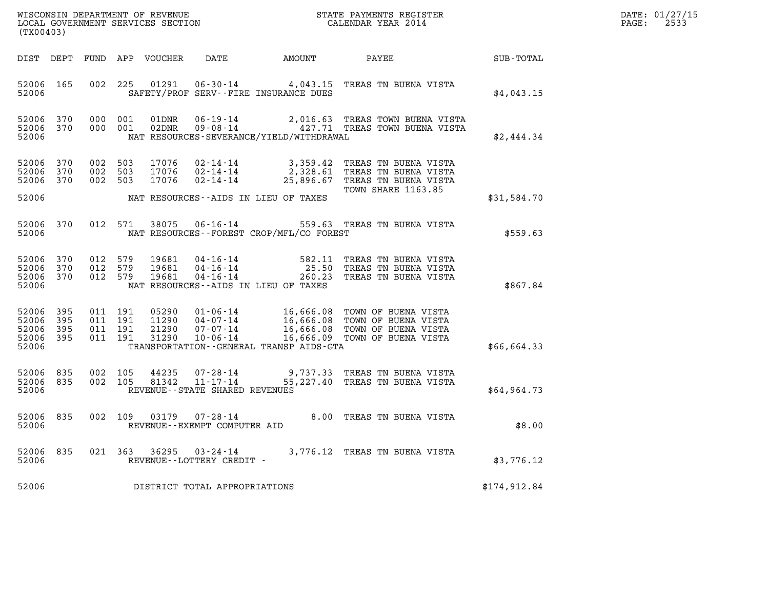WISCONSIN DEPARTMENT OF REVENUE
LOCAL GOVERNMENT SERVICES SECTION
(TX00403)

STATE PAYMENTS REGISTER
CALENDAR YEAR 2014

DATE: 01/27/15
PAGE: 2533

| DIST | DEPT | FUND | APP | VOUCHER | DATE | AMOUNT | PAYEE | SUB-TOTAL |
|---|---|---|---|---|---|---|---|---|
| 52006 | 165 | 002 | 225 | 01291 | 06-30-14 | 4,043.15 | TREAS TN BUENA VISTA | |
| 52006 | | | | | SAFETY/PROF SERV--FIRE INSURANCE DUES | | | $4,043.15 |
| 52006 | 370 | 000 | 001 | 01DNR | 06-19-14 | 2,016.63 | TREAS TOWN BUENA VISTA | |
| 52006 | 370 | 000 | 001 | 02DNR | 09-08-14 | 427.71 | TREAS TOWN BUENA VISTA | |
| 52006 | | | | | NAT RESOURCES-SEVERANCE/YIELD/WITHDRAWAL | | | $2,444.34 |
| 52006 | 370 | 002 | 503 | 17076 | 02-14-14 | 3,359.42 | TREAS TN BUENA VISTA | |
| 52006 | 370 | 002 | 503 | 17076 | 02-14-14 | 2,328.61 | TREAS TN BUENA VISTA | |
| 52006 | 370 | 002 | 503 | 17076 | 02-14-14 | 25,896.67 | TREAS TN BUENA VISTA TOWN SHARE 1163.85 | |
| 52006 | | | | | NAT RESOURCES--AIDS IN LIEU OF TAXES | | | $31,584.70 |
| 52006 | 370 | 012 | 571 | 38075 | 06-16-14 | 559.63 | TREAS TN BUENA VISTA | |
| 52006 | | | | | NAT RESOURCES--FOREST CROP/MFL/CO FOREST | | | $559.63 |
| 52006 | 370 | 012 | 579 | 19681 | 04-16-14 | 582.11 | TREAS TN BUENA VISTA | |
| 52006 | 370 | 012 | 579 | 19681 | 04-16-14 | 25.50 | TREAS TN BUENA VISTA | |
| 52006 | 370 | 012 | 579 | 19681 | 04-16-14 | 260.23 | TREAS TN BUENA VISTA | |
| 52006 | | | | | NAT RESOURCES--AIDS IN LIEU OF TAXES | | | $867.84 |
| 52006 | 395 | 011 | 191 | 05290 | 01-06-14 | 16,666.08 | TOWN OF BUENA VISTA | |
| 52006 | 395 | 011 | 191 | 11290 | 04-07-14 | 16,666.08 | TOWN OF BUENA VISTA | |
| 52006 | 395 | 011 | 191 | 21290 | 07-07-14 | 16,666.08 | TOWN OF BUENA VISTA | |
| 52006 | 395 | 011 | 191 | 31290 | 10-06-14 | 16,666.09 | TOWN OF BUENA VISTA | |
| 52006 | | | | | TRANSPORTATION--GENERAL TRANSP AIDS-GTA | | | $66,664.33 |
| 52006 | 835 | 002 | 105 | 44235 | 07-28-14 | 9,737.33 | TREAS TN BUENA VISTA | |
| 52006 | 835 | 002 | 105 | 81342 | 11-17-14 | 55,227.40 | TREAS TN BUENA VISTA | |
| 52006 | | | | | REVENUE--STATE SHARED REVENUES | | | $64,964.73 |
| 52006 | 835 | 002 | 109 | 03179 | 07-28-14 | 8.00 | TREAS TN BUENA VISTA | |
| 52006 | | | | | REVENUE--EXEMPT COMPUTER AID | | | $8.00 |
| 52006 | 835 | 021 | 363 | 36295 | 03-24-14 | 3,776.12 | TREAS TN BUENA VISTA | |
| 52006 | | | | | REVENUE--LOTTERY CREDIT - | | | $3,776.12 |
| 52006 | | | | | DISTRICT TOTAL APPROPRIATIONS | | | $174,912.84 |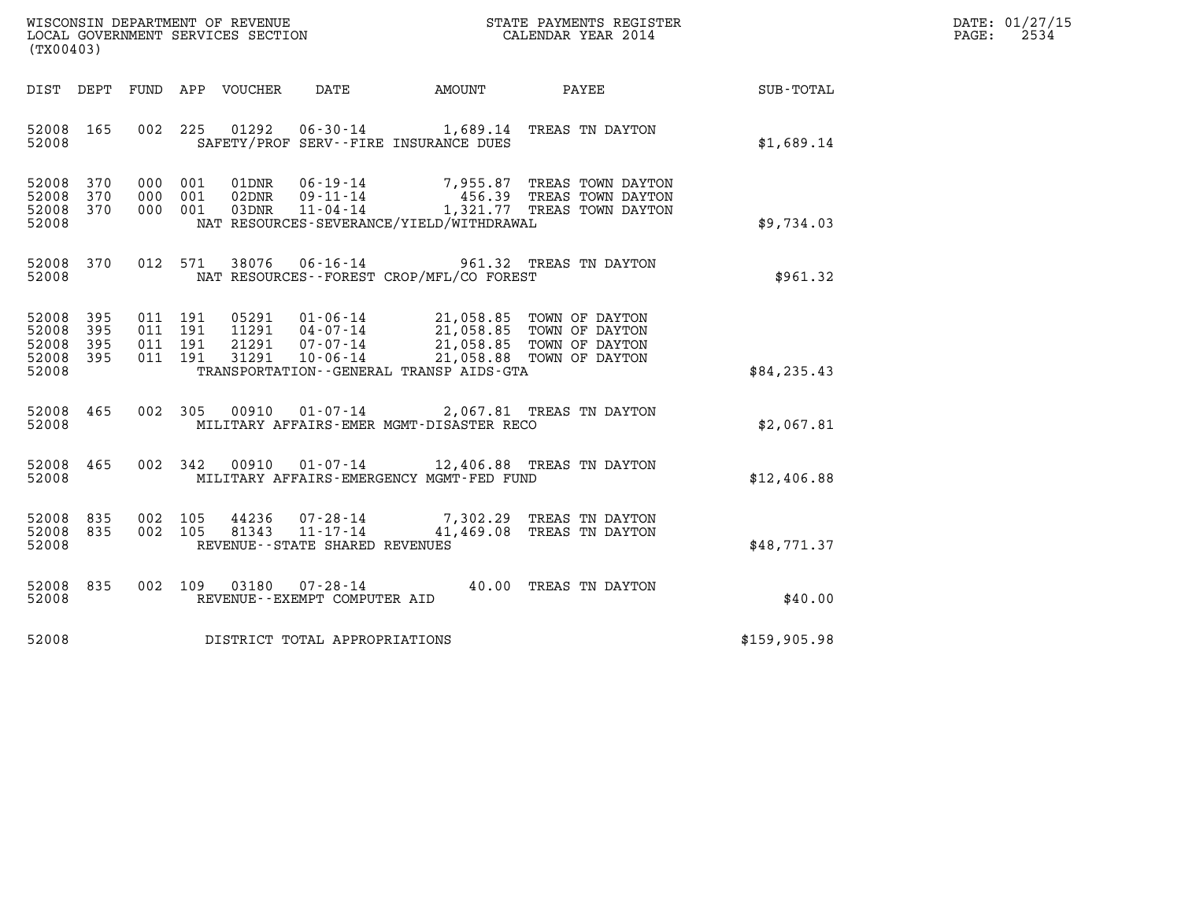WISCONSIN DEPARTMENT OF REVENUE
LOCAL GOVERNMENT SERVICES SECTION
(TX00403)

STATE PAYMENTS REGISTER
CALENDAR YEAR 2014

DATE: 01/27/15
PAGE: 2534

| DIST | DEPT | FUND | APP | VOUCHER | DATE | AMOUNT | PAYEE | SUB-TOTAL |
|---|---|---|---|---|---|---|---|---|
| 52008 | 165 | 002 | 225 | 01292 | 06-30-14 | 1,689.14 | TREAS TN DAYTON | |
| 52008 | | | | | SAFETY/PROF SERV--FIRE INSURANCE DUES | | | $1,689.14 |
| 52008 | 370 | 000 | 001 | 01DNR | 06-19-14 | 7,955.87 | TREAS TOWN DAYTON | |
| 52008 | 370 | 000 | 001 | 02DNR | 09-11-14 | 456.39 | TREAS TOWN DAYTON | |
| 52008 | 370 | 000 | 001 | 03DNR | 11-04-14 | 1,321.77 | TREAS TOWN DAYTON | |
| 52008 | | | | | NAT RESOURCES-SEVERANCE/YIELD/WITHDRAWAL | | | $9,734.03 |
| 52008 | 370 | 012 | 571 | 38076 | 06-16-14 | 961.32 | TREAS TN DAYTON | |
| 52008 | | | | | NAT RESOURCES--FOREST CROP/MFL/CO FOREST | | | $961.32 |
| 52008 | 395 | 011 | 191 | 05291 | 01-06-14 | 21,058.85 | TOWN OF DAYTON | |
| 52008 | 395 | 011 | 191 | 11291 | 04-07-14 | 21,058.85 | TOWN OF DAYTON | |
| 52008 | 395 | 011 | 191 | 21291 | 07-07-14 | 21,058.85 | TOWN OF DAYTON | |
| 52008 | 395 | 011 | 191 | 31291 | 10-06-14 | 21,058.88 | TOWN OF DAYTON | |
| 52008 | | | | | TRANSPORTATION--GENERAL TRANSP AIDS-GTA | | | $84,235.43 |
| 52008 | 465 | 002 | 305 | 00910 | 01-07-14 | 2,067.81 | TREAS TN DAYTON | |
| 52008 | | | | | MILITARY AFFAIRS-EMER MGMT-DISASTER RECO | | | $2,067.81 |
| 52008 | 465 | 002 | 342 | 00910 | 01-07-14 | 12,406.88 | TREAS TN DAYTON | |
| 52008 | | | | | MILITARY AFFAIRS-EMERGENCY MGMT-FED FUND | | | $12,406.88 |
| 52008 | 835 | 002 | 105 | 44236 | 07-28-14 | 7,302.29 | TREAS TN DAYTON | |
| 52008 | 835 | 002 | 105 | 81343 | 11-17-14 | 41,469.08 | TREAS TN DAYTON | |
| 52008 | | | | | REVENUE--STATE SHARED REVENUES | | | $48,771.37 |
| 52008 | 835 | 002 | 109 | 03180 | 07-28-14 | 40.00 | TREAS TN DAYTON | |
| 52008 | | | | | REVENUE--EXEMPT COMPUTER AID | | | $40.00 |
| 52008 | | | | | DISTRICT TOTAL APPROPRIATIONS | | | $159,905.98 |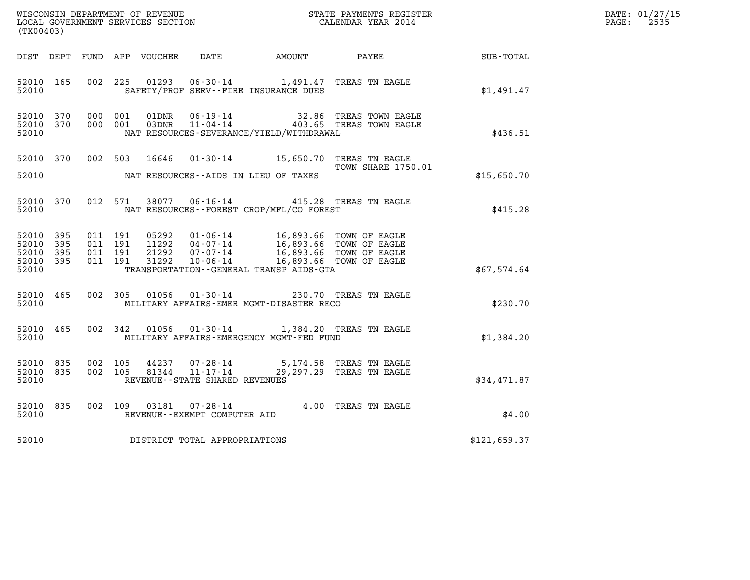WISCONSIN DEPARTMENT OF REVENUE
LOCAL GOVERNMENT SERVICES SECTION
(TX00403)

STATE PAYMENTS REGISTER
CALENDAR YEAR 2014

DATE: 01/27/15

| DIST | DEPT | FUND | APP | VOUCHER | DATE | AMOUNT | PAYEE | SUB-TOTAL |
|---|---|---|---|---|---|---|---|---|
| 52010 | 165 | 002 | 225 | 01293 | 06-30-14 | 1,491.47 | TREAS TN EAGLE | |
| 52010 | | | | | SAFETY/PROF SERV--FIRE INSURANCE DUES | | | $1,491.47 |
| 52010 | 370 | 000 | 001 | 01DNR | 06-19-14 | 32.86 | TREAS TOWN EAGLE | |
| 52010 | 370 | 000 | 001 | 03DNR | 11-04-14 | 403.65 | TREAS TOWN EAGLE | |
| 52010 | | | | | NAT RESOURCES-SEVERANCE/YIELD/WITHDRAWAL | | | $436.51 |
| 52010 | 370 | 002 | 503 | 16646 | 01-30-14 | 15,650.70 | TREAS TN EAGLE TOWN SHARE 1750.01 | |
| 52010 | | | | | NAT RESOURCES--AIDS IN LIEU OF TAXES | | | $15,650.70 |
| 52010 | 370 | 012 | 571 | 38077 | 06-16-14 | 415.28 | TREAS TN EAGLE | |
| 52010 | | | | | NAT RESOURCES--FOREST CROP/MFL/CO FOREST | | | $415.28 |
| 52010 | 395 | 011 | 191 | 05292 | 01-06-14 | 16,893.66 | TOWN OF EAGLE | |
| 52010 | 395 | 011 | 191 | 11292 | 04-07-14 | 16,893.66 | TOWN OF EAGLE | |
| 52010 | 395 | 011 | 191 | 21292 | 07-07-14 | 16,893.66 | TOWN OF EAGLE | |
| 52010 | 395 | 011 | 191 | 31292 | 10-06-14 | 16,893.66 | TOWN OF EAGLE | |
| 52010 | | | | | TRANSPORTATION--GENERAL TRANSP AIDS-GTA | | | $67,574.64 |
| 52010 | 465 | 002 | 305 | 01056 | 01-30-14 | 230.70 | TREAS TN EAGLE | |
| 52010 | | | | | MILITARY AFFAIRS-EMER MGMT-DISASTER RECO | | | $230.70 |
| 52010 | 465 | 002 | 342 | 01056 | 01-30-14 | 1,384.20 | TREAS TN EAGLE | |
| 52010 | | | | | MILITARY AFFAIRS-EMERGENCY MGMT-FED FUND | | | $1,384.20 |
| 52010 | 835 | 002 | 105 | 44237 | 07-28-14 | 5,174.58 | TREAS TN EAGLE | |
| 52010 | 835 | 002 | 105 | 81344 | 11-17-14 | 29,297.29 | TREAS TN EAGLE | |
| 52010 | | | | | REVENUE--STATE SHARED REVENUES | | | $34,471.87 |
| 52010 | 835 | 002 | 109 | 03181 | 07-28-14 | 4.00 | TREAS TN EAGLE | |
| 52010 | | | | | REVENUE--EXEMPT COMPUTER AID | | | $4.00 |
| 52010 | | | | | DISTRICT TOTAL APPROPRIATIONS | | | $121,659.37 |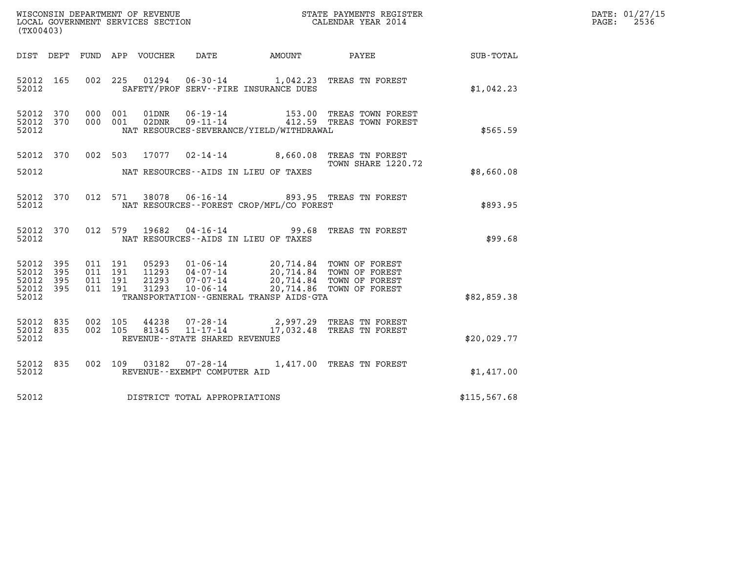WISCONSIN DEPARTMENT OF REVENUE
LOCAL GOVERNMENT SERVICES SECTION
(TX00403)

STATE PAYMENTS REGISTER
CALENDAR YEAR 2014

DATE: 01/27/15
PAGE: 2536

| DIST | DEPT | FUND | APP | VOUCHER | DATE | AMOUNT | PAYEE | SUB-TOTAL |
|---|---|---|---|---|---|---|---|---|
| 52012 | 165 | 002 | 225 | 01294 | 06-30-14 | 1,042.23 | TREAS TN FOREST | |
| 52012 | | | | | SAFETY/PROF SERV--FIRE INSURANCE DUES | | | $1,042.23 |
| 52012 | 370 | 000 | 001 | 01DNR | 06-19-14 | 153.00 | TREAS TOWN FOREST | |
| 52012 | 370 | 000 | 001 | 02DNR | 09-11-14 | 412.59 | TREAS TOWN FOREST | |
| 52012 | | | | | NAT RESOURCES-SEVERANCE/YIELD/WITHDRAWAL | | | $565.59 |
| 52012 | 370 | 002 | 503 | 17077 | 02-14-14 | 8,660.08 | TREAS TN FOREST<br>TOWN SHARE 1220.72 | |
| 52012 | | | | | NAT RESOURCES--AIDS IN LIEU OF TAXES | | | $8,660.08 |
| 52012 | 370 | 012 | 571 | 38078 | 06-16-14 | 893.95 | TREAS TN FOREST | |
| 52012 | | | | | NAT RESOURCES--FOREST CROP/MFL/CO FOREST | | | $893.95 |
| 52012 | 370 | 012 | 579 | 19682 | 04-16-14 | 99.68 | TREAS TN FOREST | |
| 52012 | | | | | NAT RESOURCES--AIDS IN LIEU OF TAXES | | | $99.68 |
| 52012 | 395 | 011 | 191 | 05293 | 01-06-14 | 20,714.84 | TOWN OF FOREST | |
| 52012 | 395 | 011 | 191 | 11293 | 04-07-14 | 20,714.84 | TOWN OF FOREST | |
| 52012 | 395 | 011 | 191 | 21293 | 07-07-14 | 20,714.84 | TOWN OF FOREST | |
| 52012 | 395 | 011 | 191 | 31293 | 10-06-14 | 20,714.86 | TOWN OF FOREST | |
| 52012 | | | | | TRANSPORTATION--GENERAL TRANSP AIDS-GTA | | | $82,859.38 |
| 52012 | 835 | 002 | 105 | 44238 | 07-28-14 | 2,997.29 | TREAS TN FOREST | |
| 52012 | 835 | 002 | 105 | 81345 | 11-17-14 | 17,032.48 | TREAS TN FOREST | |
| 52012 | | | | | REVENUE--STATE SHARED REVENUES | | | $20,029.77 |
| 52012 | 835 | 002 | 109 | 03182 | 07-28-14 | 1,417.00 | TREAS TN FOREST | |
| 52012 | | | | | REVENUE--EXEMPT COMPUTER AID | | | $1,417.00 |
| 52012 | | | | | DISTRICT TOTAL APPROPRIATIONS | | | $115,567.68 |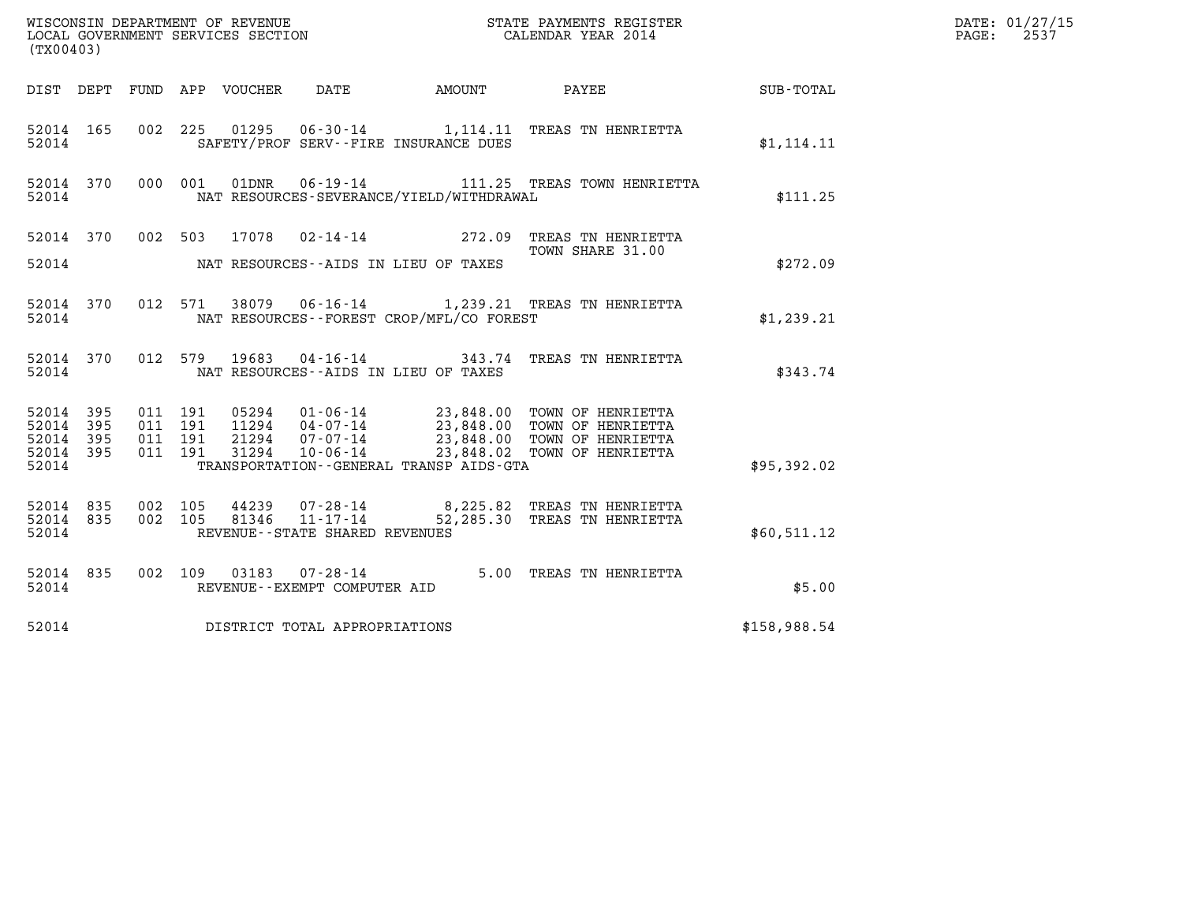WISCONSIN DEPARTMENT OF REVENUE
LOCAL GOVERNMENT SERVICES SECTION
(TX00403)

STATE PAYMENTS REGISTER
CALENDAR YEAR 2014

DATE: 01/27/15

| DIST | DEPT | FUND | APP | VOUCHER | DATE | AMOUNT | PAYEE | SUB-TOTAL |
|---|---|---|---|---|---|---|---|---|
| 52014 | 165 | 002 | 225 | 01295 | 06-30-14 | 1,114.11 | TREAS TN HENRIETTA | |
| 52014 | | | | | SAFETY/PROF SERV--FIRE INSURANCE DUES | | | $1,114.11 |
| 52014 | 370 | 000 | 001 | 01DNR | 06-19-14 | 111.25 | TREAS TOWN HENRIETTA | |
| 52014 | | | | | NAT RESOURCES-SEVERANCE/YIELD/WITHDRAWAL | | | $111.25 |
| 52014 | 370 | 002 | 503 | 17078 | 02-14-14 | 272.09 | TREAS TN HENRIETTA TOWN SHARE 31.00 | |
| 52014 | | | | | NAT RESOURCES--AIDS IN LIEU OF TAXES | | | $272.09 |
| 52014 | 370 | 012 | 571 | 38079 | 06-16-14 | 1,239.21 | TREAS TN HENRIETTA | |
| 52014 | | | | | NAT RESOURCES--FOREST CROP/MFL/CO FOREST | | | $1,239.21 |
| 52014 | 370 | 012 | 579 | 19683 | 04-16-14 | 343.74 | TREAS TN HENRIETTA | |
| 52014 | | | | | NAT RESOURCES--AIDS IN LIEU OF TAXES | | | $343.74 |
| 52014 | 395 | 011 | 191 | 05294 | 01-06-14 | 23,848.00 | TOWN OF HENRIETTA | |
| 52014 | 395 | 011 | 191 | 11294 | 04-07-14 | 23,848.00 | TOWN OF HENRIETTA | |
| 52014 | 395 | 011 | 191 | 21294 | 07-07-14 | 23,848.00 | TOWN OF HENRIETTA | |
| 52014 | 395 | 011 | 191 | 31294 | 10-06-14 | 23,848.02 | TOWN OF HENRIETTA | |
| 52014 | | | | | TRANSPORTATION--GENERAL TRANSP AIDS-GTA | | | $95,392.02 |
| 52014 | 835 | 002 | 105 | 44239 | 07-28-14 | 8,225.82 | TREAS TN HENRIETTA | |
| 52014 | 835 | 002 | 105 | 81346 | 11-17-14 | 52,285.30 | TREAS TN HENRIETTA | |
| 52014 | | | | | REVENUE--STATE SHARED REVENUES | | | $60,511.12 |
| 52014 | 835 | 002 | 109 | 03183 | 07-28-14 | 5.00 | TREAS TN HENRIETTA | |
| 52014 | | | | | REVENUE--EXEMPT COMPUTER AID | | | $5.00 |
| 52014 | | | | | DISTRICT TOTAL APPROPRIATIONS | | | $158,988.54 |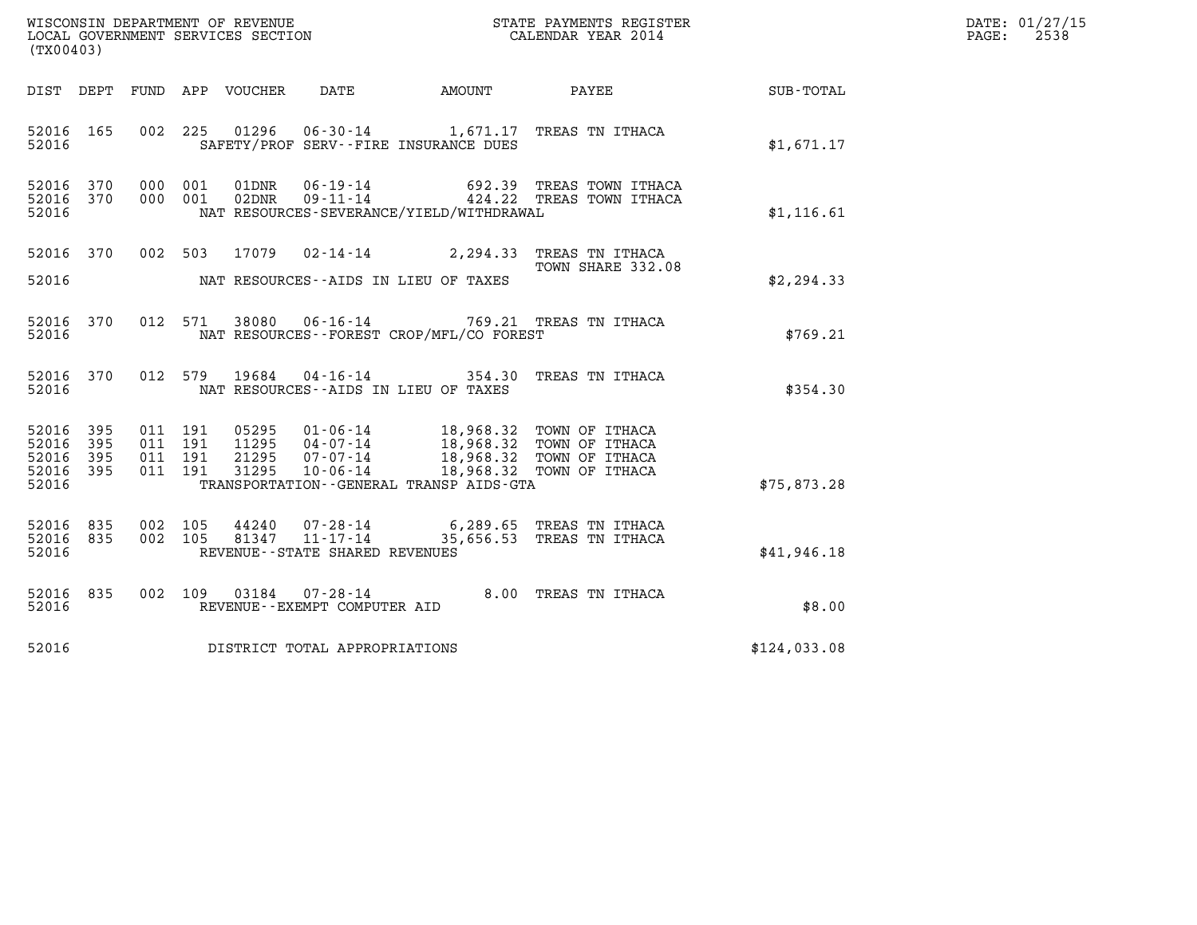WISCONSIN DEPARTMENT OF REVENUE
LOCAL GOVERNMENT SERVICES SECTION
(TX00403)

STATE PAYMENTS REGISTER
CALENDAR YEAR 2014

DATE: 01/27/15
PAGE: 2538

| DIST | DEPT | FUND | APP | VOUCHER | DATE | AMOUNT | PAYEE | SUB-TOTAL |
|---|---|---|---|---|---|---|---|---|
| 52016 | 165 | 002 | 225 | 01296 | 06-30-14 | 1,671.17 | TREAS TN ITHACA | |
| 52016 | | | | | SAFETY/PROF SERV--FIRE INSURANCE DUES | | | $1,671.17 |
| 52016 | 370 | 000 | 001 | 01DNR | 06-19-14 | 692.39 | TREAS TOWN ITHACA | |
| 52016 | 370 | 000 | 001 | 02DNR | 09-11-14 | 424.22 | TREAS TOWN ITHACA | |
| 52016 | | | | | NAT RESOURCES-SEVERANCE/YIELD/WITHDRAWAL | | | $1,116.61 |
| 52016 | 370 | 002 | 503 | 17079 | 02-14-14 | 2,294.33 | TREAS TN ITHACA<br>TOWN SHARE 332.08 | |
| 52016 | | | | | NAT RESOURCES--AIDS IN LIEU OF TAXES | | | $2,294.33 |
| 52016 | 370 | 012 | 571 | 38080 | 06-16-14 | 769.21 | TREAS TN ITHACA | |
| 52016 | | | | | NAT RESOURCES--FOREST CROP/MFL/CO FOREST | | | $769.21 |
| 52016 | 370 | 012 | 579 | 19684 | 04-16-14 | 354.30 | TREAS TN ITHACA | |
| 52016 | | | | | NAT RESOURCES--AIDS IN LIEU OF TAXES | | | $354.30 |
| 52016 | 395 | 011 | 191 | 05295 | 01-06-14 | 18,968.32 | TOWN OF ITHACA | |
| 52016 | 395 | 011 | 191 | 11295 | 04-07-14 | 18,968.32 | TOWN OF ITHACA | |
| 52016 | 395 | 011 | 191 | 21295 | 07-07-14 | 18,968.32 | TOWN OF ITHACA | |
| 52016 | 395 | 011 | 191 | 31295 | 10-06-14 | 18,968.32 | TOWN OF ITHACA | |
| 52016 | | | | | TRANSPORTATION--GENERAL TRANSP AIDS-GTA | | | $75,873.28 |
| 52016 | 835 | 002 | 105 | 44240 | 07-28-14 | 6,289.65 | TREAS TN ITHACA | |
| 52016 | 835 | 002 | 105 | 81347 | 11-17-14 | 35,656.53 | TREAS TN ITHACA | |
| 52016 | | | | | REVENUE--STATE SHARED REVENUES | | | $41,946.18 |
| 52016 | 835 | 002 | 109 | 03184 | 07-28-14 | 8.00 | TREAS TN ITHACA | |
| 52016 | | | | | REVENUE--EXEMPT COMPUTER AID | | | $8.00 |
| 52016 | | | | | DISTRICT TOTAL APPROPRIATIONS | | | $124,033.08 |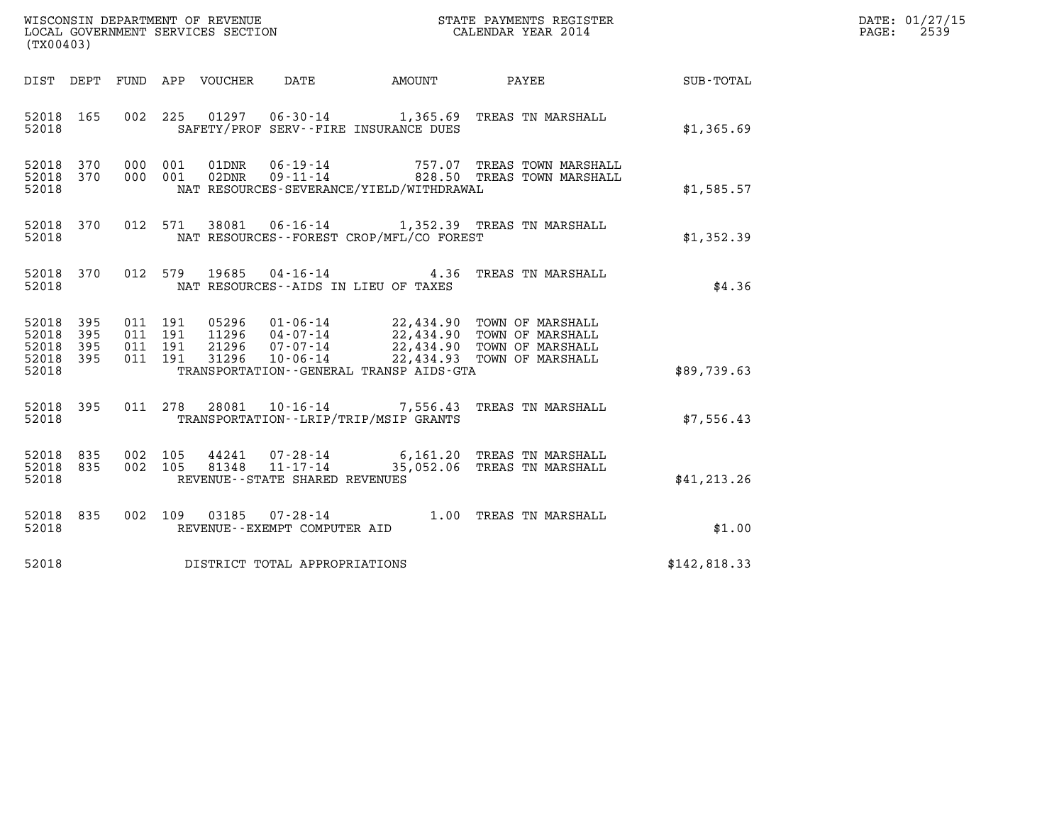WISCONSIN DEPARTMENT OF REVENUE
LOCAL GOVERNMENT SERVICES SECTION
(TX00403)

STATE PAYMENTS REGISTER
CALENDAR YEAR 2014

DATE: 01/27/15
PAGE: 2539

| DIST | DEPT | FUND | APP | VOUCHER | DATE | AMOUNT | PAYEE | SUB-TOTAL |
|---|---|---|---|---|---|---|---|---|
| 52018 | 165 | 002 | 225 | 01297 | 06-30-14 | 1,365.69 | TREAS TN MARSHALL | |
| 52018 | | | | SAFETY/PROF SERV--FIRE INSURANCE DUES | | | | $1,365.69 |
| 52018 | 370 | 000 | 001 | 01DNR | 06-19-14 | 757.07 | TREAS TOWN MARSHALL | |
| 52018 | 370 | 000 | 001 | 02DNR | 09-11-14 | 828.50 | TREAS TOWN MARSHALL | |
| 52018 | | | | NAT RESOURCES-SEVERANCE/YIELD/WITHDRAWAL | | | | $1,585.57 |
| 52018 | 370 | 012 | 571 | 38081 | 06-16-14 | 1,352.39 | TREAS TN MARSHALL | |
| 52018 | | | | NAT RESOURCES--FOREST CROP/MFL/CO FOREST | | | | $1,352.39 |
| 52018 | 370 | 012 | 579 | 19685 | 04-16-14 | 4.36 | TREAS TN MARSHALL | |
| 52018 | | | | NAT RESOURCES--AIDS IN LIEU OF TAXES | | | | $4.36 |
| 52018 | 395 | 011 | 191 | 05296 | 01-06-14 | 22,434.90 | TOWN OF MARSHALL | |
| 52018 | 395 | 011 | 191 | 11296 | 04-07-14 | 22,434.90 | TOWN OF MARSHALL | |
| 52018 | 395 | 011 | 191 | 21296 | 07-07-14 | 22,434.90 | TOWN OF MARSHALL | |
| 52018 | 395 | 011 | 191 | 31296 | 10-06-14 | 22,434.93 | TOWN OF MARSHALL | |
| 52018 | | | | TRANSPORTATION--GENERAL TRANSP AIDS-GTA | | | | $89,739.63 |
| 52018 | 395 | 011 | 278 | 28081 | 10-16-14 | 7,556.43 | TREAS TN MARSHALL | |
| 52018 | | | | TRANSPORTATION--LRIP/TRIP/MSIP GRANTS | | | | $7,556.43 |
| 52018 | 835 | 002 | 105 | 44241 | 07-28-14 | 6,161.20 | TREAS TN MARSHALL | |
| 52018 | 835 | 002 | 105 | 81348 | 11-17-14 | 35,052.06 | TREAS TN MARSHALL | |
| 52018 | | | | REVENUE--STATE SHARED REVENUES | | | | $41,213.26 |
| 52018 | 835 | 002 | 109 | 03185 | 07-28-14 | 1.00 | TREAS TN MARSHALL | |
| 52018 | | | | REVENUE--EXEMPT COMPUTER AID | | | | $1.00 |
| 52018 | | | | DISTRICT TOTAL APPROPRIATIONS | | | | $142,818.33 |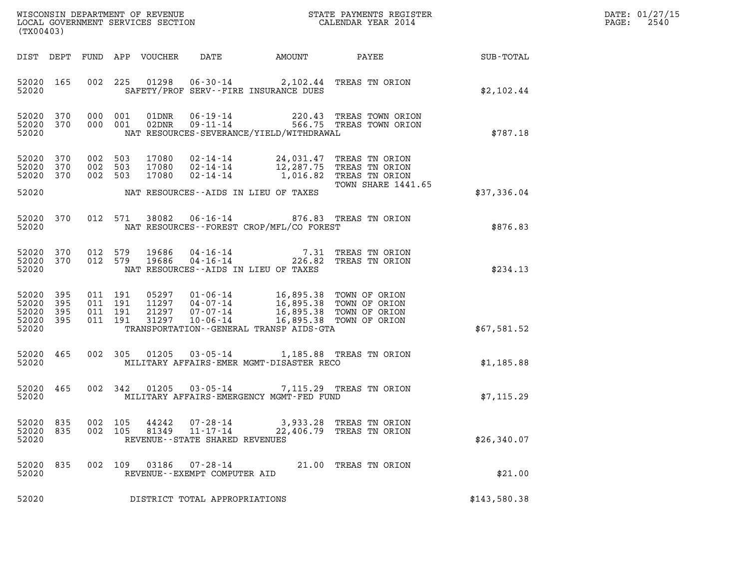WISCONSIN DEPARTMENT OF REVENUE
LOCAL GOVERNMENT SERVICES SECTION
(TX00403)

STATE PAYMENTS REGISTER
CALENDAR YEAR 2014

DATE: 01/27/15
PAGE: 2540

| DIST | DEPT | FUND | APP | VOUCHER | DATE | AMOUNT | PAYEE | SUB-TOTAL |
|---|---|---|---|---|---|---|---|---|
| 52020 | 165 | 002 | 225 | 01298 | 06-30-14 | 2,102.44 | TREAS TN ORION | |
| 52020 | | | | | SAFETY/PROF SERV--FIRE INSURANCE DUES | | | $2,102.44 |
| 52020 | 370 | 000 | 001 | 01DNR | 06-19-14 | 220.43 | TREAS TOWN ORION | |
| 52020 | 370 | 000 | 001 | 02DNR | 09-11-14 | 566.75 | TREAS TOWN ORION | |
| 52020 | | | | | NAT RESOURCES-SEVERANCE/YIELD/WITHDRAWAL | | | $787.18 |
| 52020 | 370 | 002 | 503 | 17080 | 02-14-14 | 24,031.47 | TREAS TN ORION | |
| 52020 | 370 | 002 | 503 | 17080 | 02-14-14 | 12,287.75 | TREAS TN ORION | |
| 52020 | 370 | 002 | 503 | 17080 | 02-14-14 | 1,016.82 | TREAS TN ORION | |
| | | | | | | | TOWN SHARE 1441.65 | |
| 52020 | | | | | NAT RESOURCES--AIDS IN LIEU OF TAXES | | | $37,336.04 |
| 52020 | 370 | 012 | 571 | 38082 | 06-16-14 | 876.83 | TREAS TN ORION | |
| 52020 | | | | | NAT RESOURCES--FOREST CROP/MFL/CO FOREST | | | $876.83 |
| 52020 | 370 | 012 | 579 | 19686 | 04-16-14 | 7.31 | TREAS TN ORION | |
| 52020 | 370 | 012 | 579 | 19686 | 04-16-14 | 226.82 | TREAS TN ORION | |
| 52020 | | | | | NAT RESOURCES--AIDS IN LIEU OF TAXES | | | $234.13 |
| 52020 | 395 | 011 | 191 | 05297 | 01-06-14 | 16,895.38 | TOWN OF ORION | |
| 52020 | 395 | 011 | 191 | 11297 | 04-07-14 | 16,895.38 | TOWN OF ORION | |
| 52020 | 395 | 011 | 191 | 21297 | 07-07-14 | 16,895.38 | TOWN OF ORION | |
| 52020 | 395 | 011 | 191 | 31297 | 10-06-14 | 16,895.38 | TOWN OF ORION | |
| 52020 | | | | | TRANSPORTATION--GENERAL TRANSP AIDS-GTA | | | $67,581.52 |
| 52020 | 465 | 002 | 305 | 01205 | 03-05-14 | 1,185.88 | TREAS TN ORION | |
| 52020 | | | | | MILITARY AFFAIRS-EMER MGMT-DISASTER RECO | | | $1,185.88 |
| 52020 | 465 | 002 | 342 | 01205 | 03-05-14 | 7,115.29 | TREAS TN ORION | |
| 52020 | | | | | MILITARY AFFAIRS-EMERGENCY MGMT-FED FUND | | | $7,115.29 |
| 52020 | 835 | 002 | 105 | 44242 | 07-28-14 | 3,933.28 | TREAS TN ORION | |
| 52020 | 835 | 002 | 105 | 81349 | 11-17-14 | 22,406.79 | TREAS TN ORION | |
| 52020 | | | | | REVENUE--STATE SHARED REVENUES | | | $26,340.07 |
| 52020 | 835 | 002 | 109 | 03186 | 07-28-14 | 21.00 | TREAS TN ORION | |
| 52020 | | | | | REVENUE--EXEMPT COMPUTER AID | | | $21.00 |
| 52020 | | | | | DISTRICT TOTAL APPROPRIATIONS | | | $143,580.38 |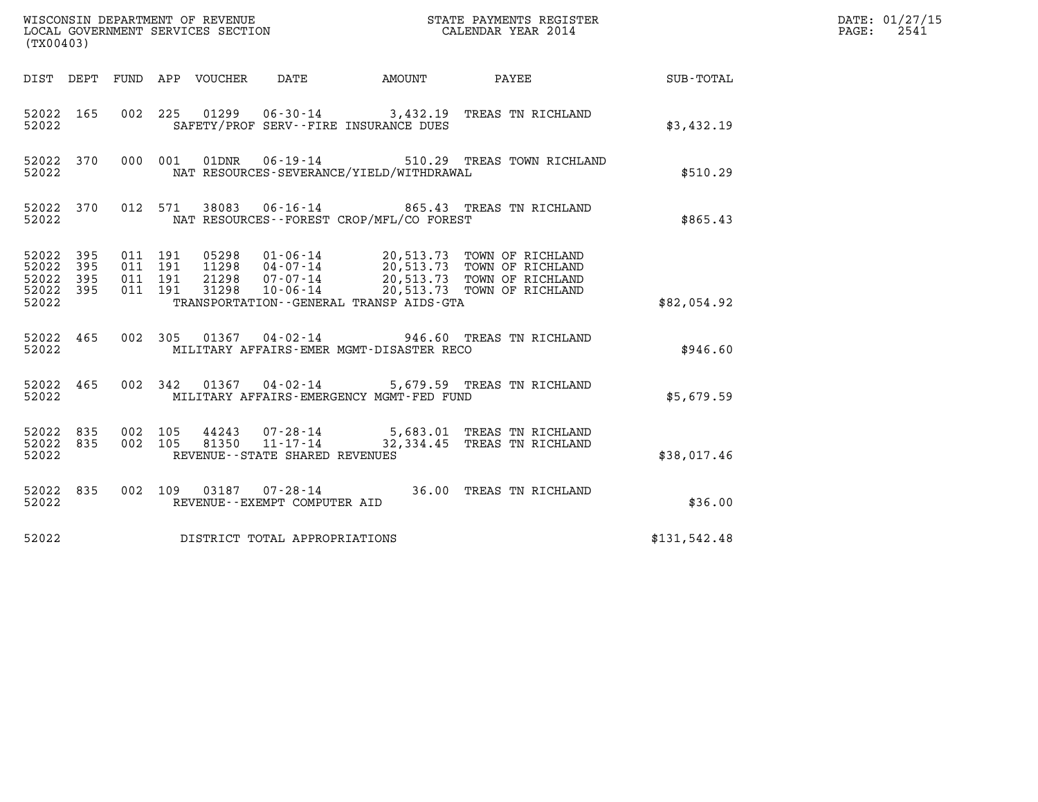WISCONSIN DEPARTMENT OF REVENUE
LOCAL GOVERNMENT SERVICES SECTION
(TX00403)

STATE PAYMENTS REGISTER
CALENDAR YEAR 2014

DATE: 01/27/15
PAGE: 2541

| DIST | DEPT | FUND | APP | VOUCHER | DATE | AMOUNT | PAYEE | SUB-TOTAL |
|---|---|---|---|---|---|---|---|---|
| 52022 | 165 | 002 | 225 | 01299 | 06-30-14 | 3,432.19 | TREAS TN RICHLAND | |
| 52022 | | | | SAFETY/PROF SERV--FIRE INSURANCE DUES | | | | $3,432.19 |
| 52022 | 370 | 000 | 001 | 01DNR | 06-19-14 | 510.29 | TREAS TOWN RICHLAND | |
| 52022 | | | | NAT RESOURCES-SEVERANCE/YIELD/WITHDRAWAL | | | | $510.29 |
| 52022 | 370 | 012 | 571 | 38083 | 06-16-14 | 865.43 | TREAS TN RICHLAND | |
| 52022 | | | | NAT RESOURCES--FOREST CROP/MFL/CO FOREST | | | | $865.43 |
| 52022 | 395 | 011 | 191 | 05298 | 01-06-14 | 20,513.73 | TOWN OF RICHLAND | |
| 52022 | 395 | 011 | 191 | 11298 | 04-07-14 | 20,513.73 | TOWN OF RICHLAND | |
| 52022 | 395 | 011 | 191 | 21298 | 07-07-14 | 20,513.73 | TOWN OF RICHLAND | |
| 52022 | 395 | 011 | 191 | 31298 | 10-06-14 | 20,513.73 | TOWN OF RICHLAND | |
| 52022 | | | | TRANSPORTATION--GENERAL TRANSP AIDS-GTA | | | | $82,054.92 |
| 52022 | 465 | 002 | 305 | 01367 | 04-02-14 | 946.60 | TREAS TN RICHLAND | |
| 52022 | | | | MILITARY AFFAIRS-EMER MGMT-DISASTER RECO | | | | $946.60 |
| 52022 | 465 | 002 | 342 | 01367 | 04-02-14 | 5,679.59 | TREAS TN RICHLAND | |
| 52022 | | | | MILITARY AFFAIRS-EMERGENCY MGMT-FED FUND | | | | $5,679.59 |
| 52022 | 835 | 002 | 105 | 44243 | 07-28-14 | 5,683.01 | TREAS TN RICHLAND | |
| 52022 | 835 | 002 | 105 | 81350 | 11-17-14 | 32,334.45 | TREAS TN RICHLAND | |
| 52022 | | | | REVENUE--STATE SHARED REVENUES | | | | $38,017.46 |
| 52022 | 835 | 002 | 109 | 03187 | 07-28-14 | 36.00 | TREAS TN RICHLAND | |
| 52022 | | | | REVENUE--EXEMPT COMPUTER AID | | | | $36.00 |
| 52022 | | | | DISTRICT TOTAL APPROPRIATIONS | | | | $131,542.48 |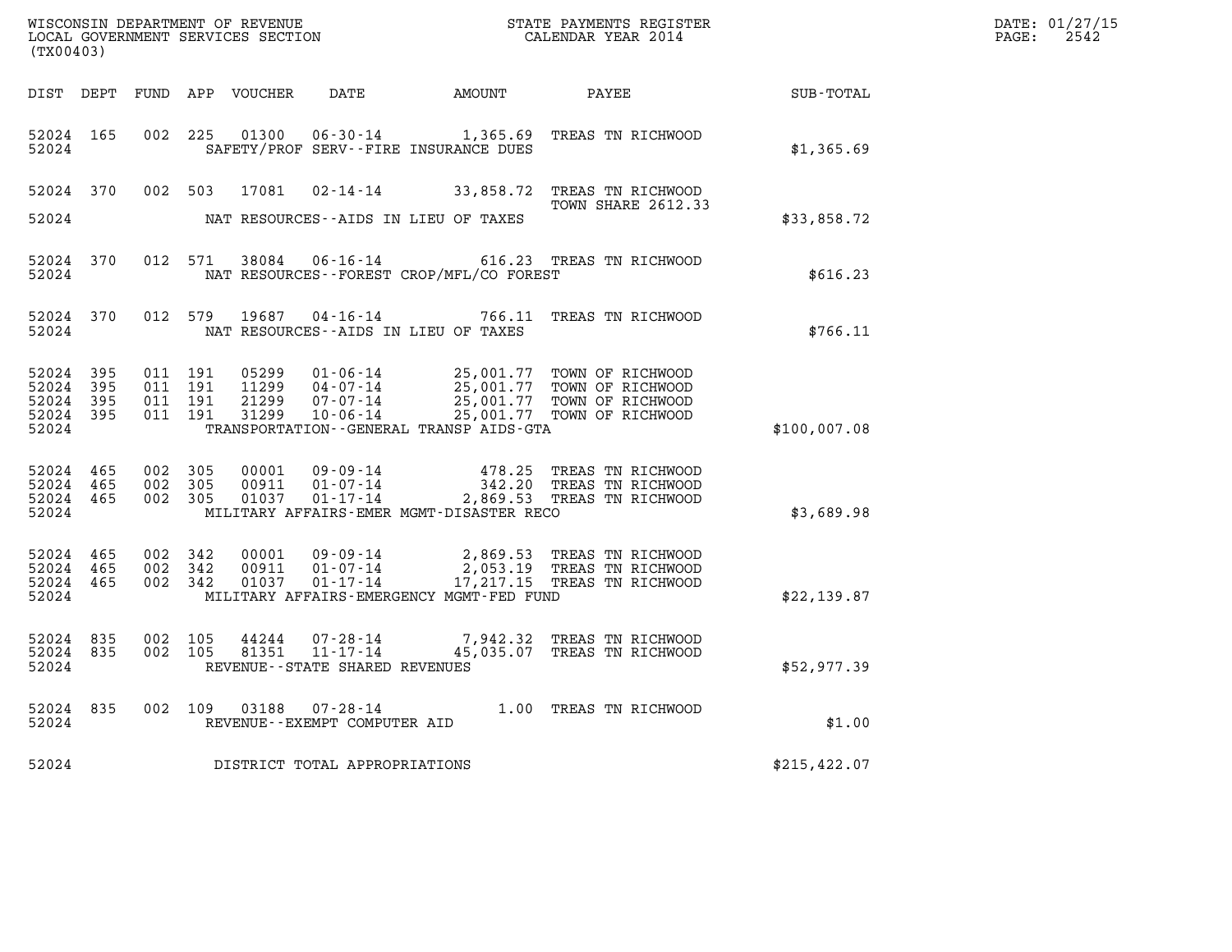WISCONSIN DEPARTMENT OF REVENUE
LOCAL GOVERNMENT SERVICES SECTION
(TX00403)

STATE PAYMENTS REGISTER
CALENDAR YEAR 2014

DATE: 01/27/15
PAGE: 2542

| DIST | DEPT | FUND | APP | VOUCHER | DATE | AMOUNT | PAYEE | SUB-TOTAL |
|---|---|---|---|---|---|---|---|---|
| 52024 | 165 | 002 | 225 | 01300 | 06-30-14 | 1,365.69 | TREAS TN RICHWOOD | |
| 52024 | | | | | SAFETY/PROF SERV--FIRE INSURANCE DUES | | | $1,365.69 |
| 52024 | 370 | 002 | 503 | 17081 | 02-14-14 | 33,858.72 | TREAS TN RICHWOOD TOWN SHARE 2612.33 | |
| 52024 | | | | | NAT RESOURCES--AIDS IN LIEU OF TAXES | | | $33,858.72 |
| 52024 | 370 | 012 | 571 | 38084 | 06-16-14 | 616.23 | TREAS TN RICHWOOD | |
| 52024 | | | | | NAT RESOURCES--FOREST CROP/MFL/CO FOREST | | | $616.23 |
| 52024 | 370 | 012 | 579 | 19687 | 04-16-14 | 766.11 | TREAS TN RICHWOOD | |
| 52024 | | | | | NAT RESOURCES--AIDS IN LIEU OF TAXES | | | $766.11 |
| 52024 | 395 | 011 | 191 | 05299 | 01-06-14 | 25,001.77 | TOWN OF RICHWOOD | |
| 52024 | 395 | 011 | 191 | 11299 | 04-07-14 | 25,001.77 | TOWN OF RICHWOOD | |
| 52024 | 395 | 011 | 191 | 21299 | 07-07-14 | 25,001.77 | TOWN OF RICHWOOD | |
| 52024 | 395 | 011 | 191 | 31299 | 10-06-14 | 25,001.77 | TOWN OF RICHWOOD | |
| 52024 | | | | | TRANSPORTATION--GENERAL TRANSP AIDS-GTA | | | $100,007.08 |
| 52024 | 465 | 002 | 305 | 00001 | 09-09-14 | 478.25 | TREAS TN RICHWOOD | |
| 52024 | 465 | 002 | 305 | 00911 | 01-07-14 | 342.20 | TREAS TN RICHWOOD | |
| 52024 | 465 | 002 | 305 | 01037 | 01-17-14 | 2,869.53 | TREAS TN RICHWOOD | |
| 52024 | | | | | MILITARY AFFAIRS-EMER MGMT-DISASTER RECO | | | $3,689.98 |
| 52024 | 465 | 002 | 342 | 00001 | 09-09-14 | 2,869.53 | TREAS TN RICHWOOD | |
| 52024 | 465 | 002 | 342 | 00911 | 01-07-14 | 2,053.19 | TREAS TN RICHWOOD | |
| 52024 | 465 | 002 | 342 | 01037 | 01-17-14 | 17,217.15 | TREAS TN RICHWOOD | |
| 52024 | | | | | MILITARY AFFAIRS-EMERGENCY MGMT-FED FUND | | | $22,139.87 |
| 52024 | 835 | 002 | 105 | 44244 | 07-28-14 | 7,942.32 | TREAS TN RICHWOOD | |
| 52024 | 835 | 002 | 105 | 81351 | 11-17-14 | 45,035.07 | TREAS TN RICHWOOD | |
| 52024 | | | | | REVENUE--STATE SHARED REVENUES | | | $52,977.39 |
| 52024 | 835 | 002 | 109 | 03188 | 07-28-14 | 1.00 | TREAS TN RICHWOOD | |
| 52024 | | | | | REVENUE--EXEMPT COMPUTER AID | | | $1.00 |
| 52024 | | | | | DISTRICT TOTAL APPROPRIATIONS | | | $215,422.07 |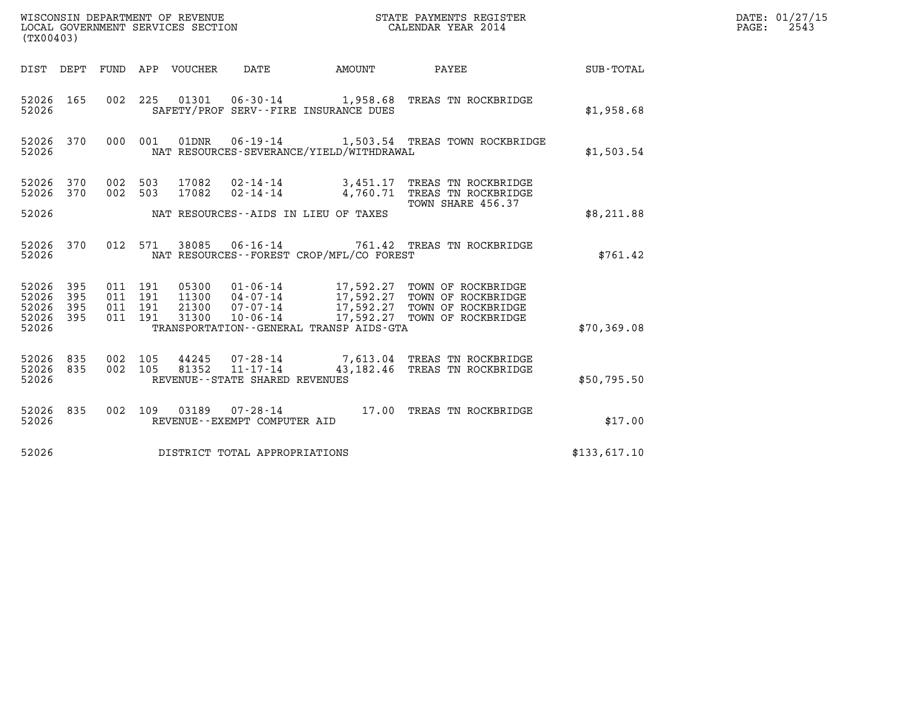WISCONSIN DEPARTMENT OF REVENUE
LOCAL GOVERNMENT SERVICES SECTION
(TX00403)

STATE PAYMENTS REGISTER
CALENDAR YEAR 2014

DATE: 01/27/15
PAGE: 2543

| DIST | DEPT | FUND | APP | VOUCHER | DATE | AMOUNT | PAYEE | SUB-TOTAL |
|---|---|---|---|---|---|---|---|---|
| 52026 | 165 | 002 | 225 | 01301 | 06-30-14 | 1,958.68 | TREAS TN ROCKBRIDGE | |
| 52026 | | | | | SAFETY/PROF SERV--FIRE INSURANCE DUES | | | $1,958.68 |
| 52026 | 370 | 000 | 001 | 01DNR | 06-19-14 | 1,503.54 | TREAS TOWN ROCKBRIDGE | |
| 52026 | | | | | NAT RESOURCES-SEVERANCE/YIELD/WITHDRAWAL | | | $1,503.54 |
| 52026 | 370 | 002 | 503 | 17082 | 02-14-14 | 3,451.17 | TREAS TN ROCKBRIDGE | |
| 52026 | 370 | 002 | 503 | 17082 | 02-14-14 | 4,760.71 | TREAS TN ROCKBRIDGE TOWN SHARE 456.37 | |
| 52026 | | | | | NAT RESOURCES--AIDS IN LIEU OF TAXES | | | $8,211.88 |
| 52026 | 370 | 012 | 571 | 38085 | 06-16-14 | 761.42 | TREAS TN ROCKBRIDGE | |
| 52026 | | | | | NAT RESOURCES--FOREST CROP/MFL/CO FOREST | | | $761.42 |
| 52026 | 395 | 011 | 191 | 05300 | 01-06-14 | 17,592.27 | TOWN OF ROCKBRIDGE | |
| 52026 | 395 | 011 | 191 | 11300 | 04-07-14 | 17,592.27 | TOWN OF ROCKBRIDGE | |
| 52026 | 395 | 011 | 191 | 21300 | 07-07-14 | 17,592.27 | TOWN OF ROCKBRIDGE | |
| 52026 | 395 | 011 | 191 | 31300 | 10-06-14 | 17,592.27 | TOWN OF ROCKBRIDGE | |
| 52026 | | | | | TRANSPORTATION--GENERAL TRANSP AIDS-GTA | | | $70,369.08 |
| 52026 | 835 | 002 | 105 | 44245 | 07-28-14 | 7,613.04 | TREAS TN ROCKBRIDGE | |
| 52026 | 835 | 002 | 105 | 81352 | 11-17-14 | 43,182.46 | TREAS TN ROCKBRIDGE | |
| 52026 | | | | | REVENUE--STATE SHARED REVENUES | | | $50,795.50 |
| 52026 | 835 | 002 | 109 | 03189 | 07-28-14 | 17.00 | TREAS TN ROCKBRIDGE | |
| 52026 | | | | | REVENUE--EXEMPT COMPUTER AID | | | $17.00 |
| 52026 | | | | | DISTRICT TOTAL APPROPRIATIONS | | | $133,617.10 |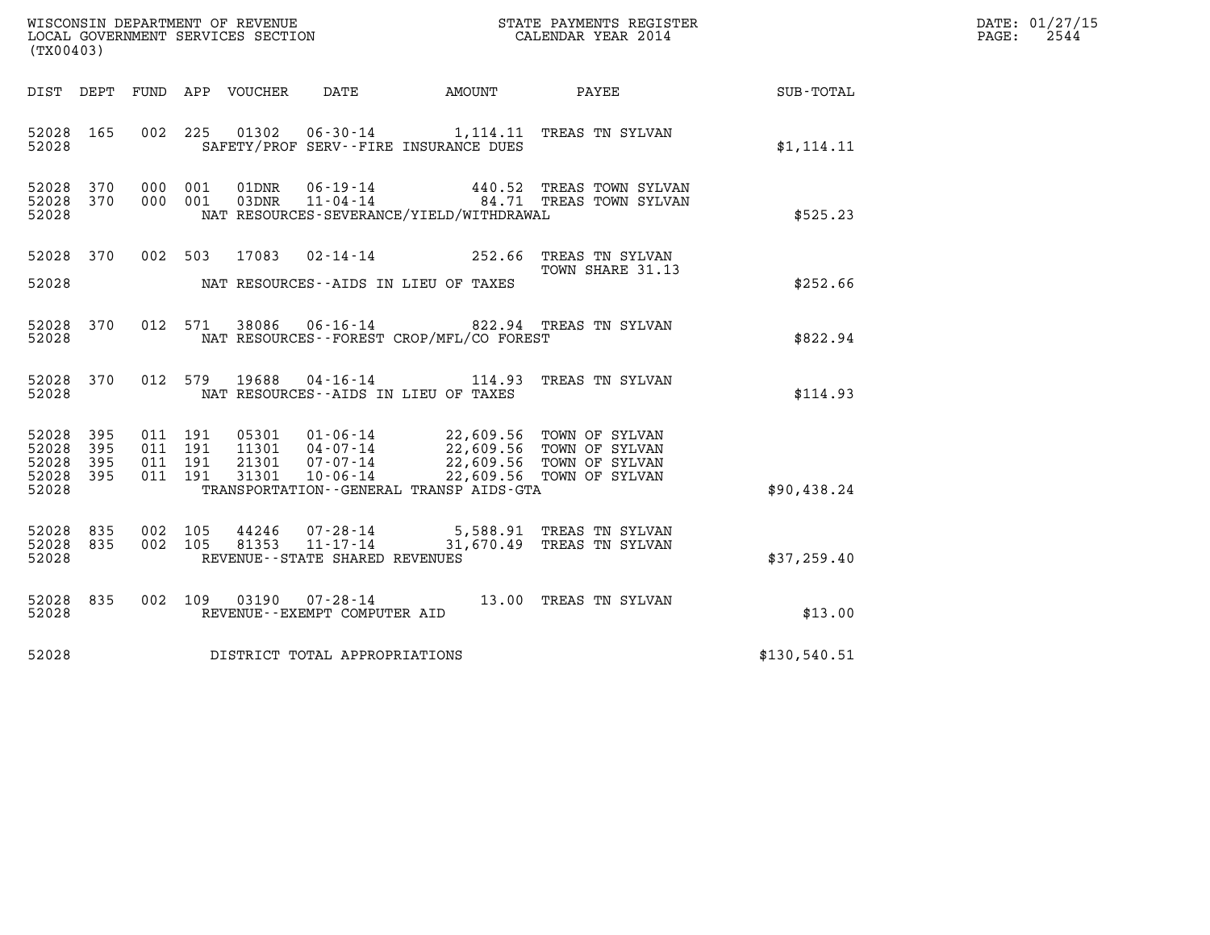WISCONSIN DEPARTMENT OF REVENUE
LOCAL GOVERNMENT SERVICES SECTION
(TX00403)

STATE PAYMENTS REGISTER
CALENDAR YEAR 2014

DATE: 01/27/15
PAGE: 2544

| DIST | DEPT | FUND | APP | VOUCHER | DATE | AMOUNT | PAYEE | SUB-TOTAL |
|---|---|---|---|---|---|---|---|---|
| 52028 | 165 | 002 | 225 | 01302 | 06-30-14 | 1,114.11 | TREAS TN SYLVAN | |
| 52028 | | | | | SAFETY/PROF SERV--FIRE INSURANCE DUES | | | $1,114.11 |
| 52028 | 370 | 000 | 001 | 01DNR | 06-19-14 | 440.52 | TREAS TOWN SYLVAN | |
| 52028 | 370 | 000 | 001 | 03DNR | 11-04-14 | 84.71 | TREAS TOWN SYLVAN | |
| 52028 | | | | | NAT RESOURCES-SEVERANCE/YIELD/WITHDRAWAL | | | $525.23 |
| 52028 | 370 | 002 | 503 | 17083 | 02-14-14 | 252.66 | TREAS TN SYLVAN TOWN SHARE 31.13 | |
| 52028 | | | | | NAT RESOURCES--AIDS IN LIEU OF TAXES | | | $252.66 |
| 52028 | 370 | 012 | 571 | 38086 | 06-16-14 | 822.94 | TREAS TN SYLVAN | |
| 52028 | | | | | NAT RESOURCES--FOREST CROP/MFL/CO FOREST | | | $822.94 |
| 52028 | 370 | 012 | 579 | 19688 | 04-16-14 | 114.93 | TREAS TN SYLVAN | |
| 52028 | | | | | NAT RESOURCES--AIDS IN LIEU OF TAXES | | | $114.93 |
| 52028 | 395 | 011 | 191 | 05301 | 01-06-14 | 22,609.56 | TOWN OF SYLVAN | |
| 52028 | 395 | 011 | 191 | 11301 | 04-07-14 | 22,609.56 | TOWN OF SYLVAN | |
| 52028 | 395 | 011 | 191 | 21301 | 07-07-14 | 22,609.56 | TOWN OF SYLVAN | |
| 52028 | 395 | 011 | 191 | 31301 | 10-06-14 | 22,609.56 | TOWN OF SYLVAN | |
| 52028 | | | | | TRANSPORTATION--GENERAL TRANSP AIDS-GTA | | | $90,438.24 |
| 52028 | 835 | 002 | 105 | 44246 | 07-28-14 | 5,588.91 | TREAS TN SYLVAN | |
| 52028 | 835 | 002 | 105 | 81353 | 11-17-14 | 31,670.49 | TREAS TN SYLVAN | |
| 52028 | | | | | REVENUE--STATE SHARED REVENUES | | | $37,259.40 |
| 52028 | 835 | 002 | 109 | 03190 | 07-28-14 | 13.00 | TREAS TN SYLVAN | |
| 52028 | | | | | REVENUE--EXEMPT COMPUTER AID | | | $13.00 |
| 52028 | | | | | DISTRICT TOTAL APPROPRIATIONS | | | $130,540.51 |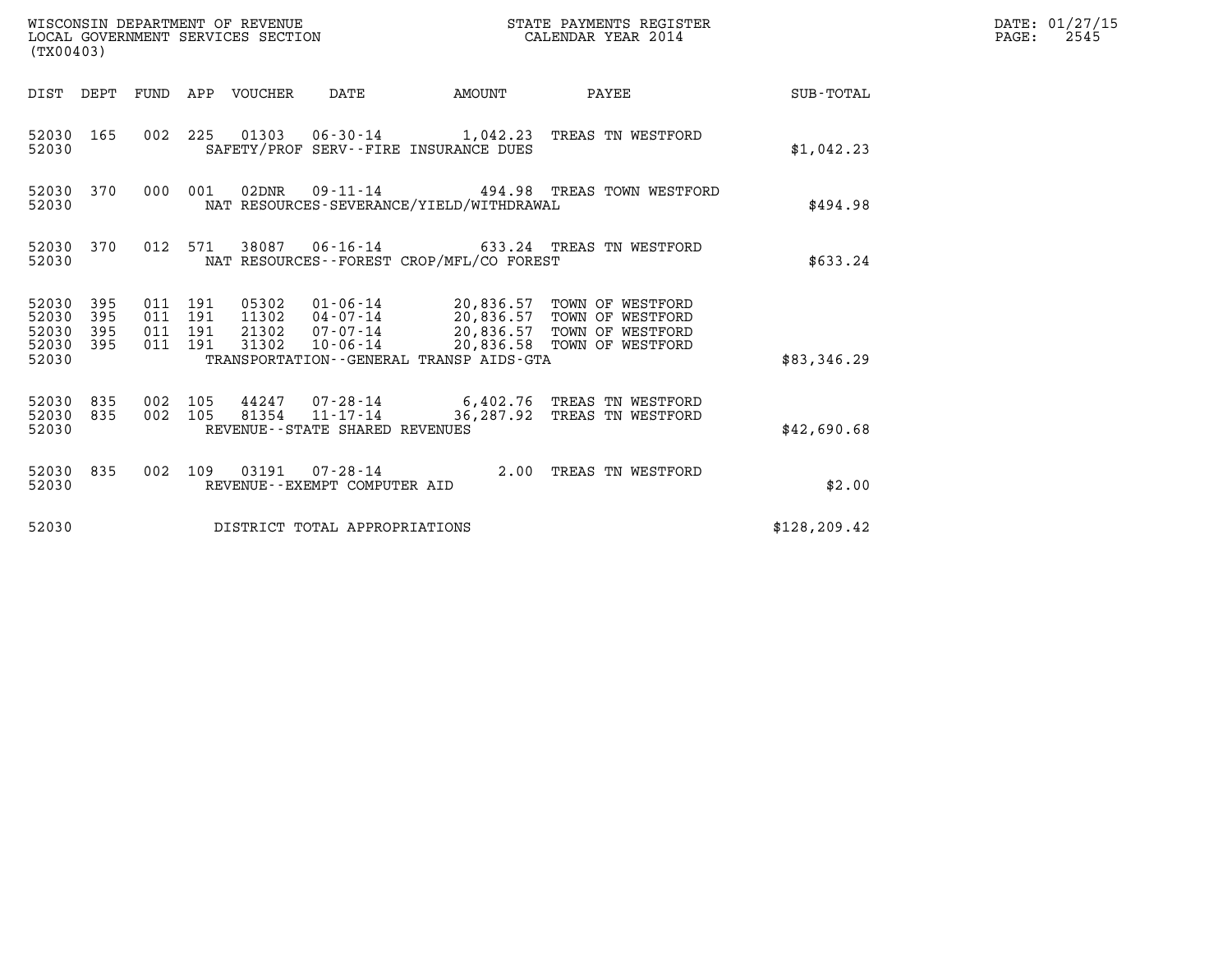WISCONSIN DEPARTMENT OF REVENUE
LOCAL GOVERNMENT SERVICES SECTION
(TX00403)

STATE PAYMENTS REGISTER
CALENDAR YEAR 2014

DATE: 01/27/15
PAGE: 2545

| DIST | DEPT | FUND | APP | VOUCHER | DATE | AMOUNT | PAYEE | SUB-TOTAL |
|---|---|---|---|---|---|---|---|---|
| 52030 | 165 | 002 | 225 | 01303 | 06-30-14 | 1,042.23 | TREAS TN WESTFORD | |
| 52030 | | | | SAFETY/PROF SERV--FIRE INSURANCE DUES | | | | $1,042.23 |
| 52030 | 370 | 000 | 001 | 02DNR | 09-11-14 | 494.98 | TREAS TOWN WESTFORD | |
| 52030 | | | | NAT RESOURCES-SEVERANCE/YIELD/WITHDRAWAL | | | | $494.98 |
| 52030 | 370 | 012 | 571 | 38087 | 06-16-14 | 633.24 | TREAS TN WESTFORD | |
| 52030 | | | | NAT RESOURCES--FOREST CROP/MFL/CO FOREST | | | | $633.24 |
| 52030 | 395 | 011 | 191 | 05302 | 01-06-14 | 20,836.57 | TOWN OF WESTFORD | |
| 52030 | 395 | 011 | 191 | 11302 | 04-07-14 | 20,836.57 | TOWN OF WESTFORD | |
| 52030 | 395 | 011 | 191 | 21302 | 07-07-14 | 20,836.57 | TOWN OF WESTFORD | |
| 52030 | 395 | 011 | 191 | 31302 | 10-06-14 | 20,836.58 | TOWN OF WESTFORD | |
| 52030 | | | | TRANSPORTATION--GENERAL TRANSP AIDS-GTA | | | | $83,346.29 |
| 52030 | 835 | 002 | 105 | 44247 | 07-28-14 | 6,402.76 | TREAS TN WESTFORD | |
| 52030 | 835 | 002 | 105 | 81354 | 11-17-14 | 36,287.92 | TREAS TN WESTFORD | |
| 52030 | | | | REVENUE--STATE SHARED REVENUES | | | | $42,690.68 |
| 52030 | 835 | 002 | 109 | 03191 | 07-28-14 | 2.00 | TREAS TN WESTFORD | |
| 52030 | | | | REVENUE--EXEMPT COMPUTER AID | | | | $2.00 |
| 52030 | | | | DISTRICT TOTAL APPROPRIATIONS | | | | $128,209.42 |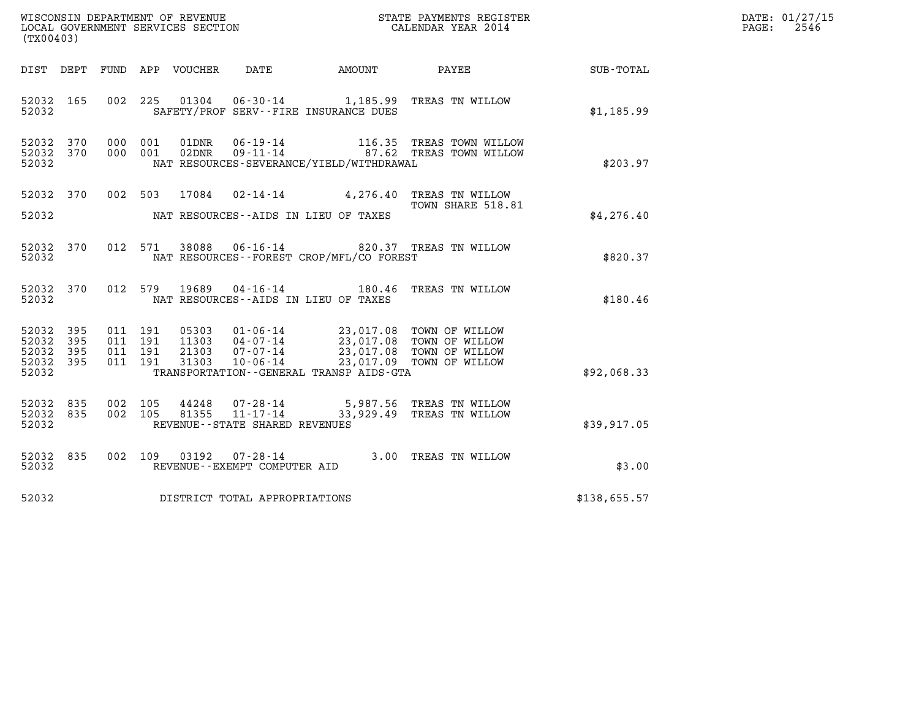WISCONSIN DEPARTMENT OF REVENUE
LOCAL GOVERNMENT SERVICES SECTION
(TX00403)

STATE PAYMENTS REGISTER
CALENDAR YEAR 2014

DATE: 01/27/15
PAGE: 2546

| DIST | DEPT | FUND | APP | VOUCHER | DATE | AMOUNT | PAYEE | SUB-TOTAL |
|---|---|---|---|---|---|---|---|---|
| 52032 | 165 | 002 | 225 | 01304 | 06-30-14 | 1,185.99 | TREAS TN WILLOW | |
| 52032 | | | | SAFETY/PROF SERV--FIRE INSURANCE DUES | | | | $1,185.99 |
| 52032 | 370 | 000 | 001 | 01DNR | 06-19-14 | 116.35 | TREAS TOWN WILLOW | |
| 52032 | 370 | 000 | 001 | 02DNR | 09-11-14 | 87.62 | TREAS TOWN WILLOW | |
| 52032 | | | | NAT RESOURCES-SEVERANCE/YIELD/WITHDRAWAL | | | | $203.97 |
| 52032 | 370 | 002 | 503 | 17084 | 02-14-14 | 4,276.40 | TREAS TN WILLOW<br>TOWN SHARE 518.81 | |
| 52032 | | | | NAT RESOURCES--AIDS IN LIEU OF TAXES | | | | $4,276.40 |
| 52032 | 370 | 012 | 571 | 38088 | 06-16-14 | 820.37 | TREAS TN WILLOW | |
| 52032 | | | | NAT RESOURCES--FOREST CROP/MFL/CO FOREST | | | | $820.37 |
| 52032 | 370 | 012 | 579 | 19689 | 04-16-14 | 180.46 | TREAS TN WILLOW | |
| 52032 | | | | NAT RESOURCES--AIDS IN LIEU OF TAXES | | | | $180.46 |
| 52032 | 395 | 011 | 191 | 05303 | 01-06-14 | 23,017.08 | TOWN OF WILLOW | |
| 52032 | 395 | 011 | 191 | 11303 | 04-07-14 | 23,017.08 | TOWN OF WILLOW | |
| 52032 | 395 | 011 | 191 | 21303 | 07-07-14 | 23,017.08 | TOWN OF WILLOW | |
| 52032 | 395 | 011 | 191 | 31303 | 10-06-14 | 23,017.09 | TOWN OF WILLOW | |
| 52032 | | | | TRANSPORTATION--GENERAL TRANSP AIDS-GTA | | | | $92,068.33 |
| 52032 | 835 | 002 | 105 | 44248 | 07-28-14 | 5,987.56 | TREAS TN WILLOW | |
| 52032 | 835 | 002 | 105 | 81355 | 11-17-14 | 33,929.49 | TREAS TN WILLOW | |
| 52032 | | | | REVENUE--STATE SHARED REVENUES | | | | $39,917.05 |
| 52032 | 835 | 002 | 109 | 03192 | 07-28-14 | 3.00 | TREAS TN WILLOW | |
| 52032 | | | | REVENUE--EXEMPT COMPUTER AID | | | | $3.00 |
| 52032 | | | | DISTRICT TOTAL APPROPRIATIONS | | | | $138,655.57 |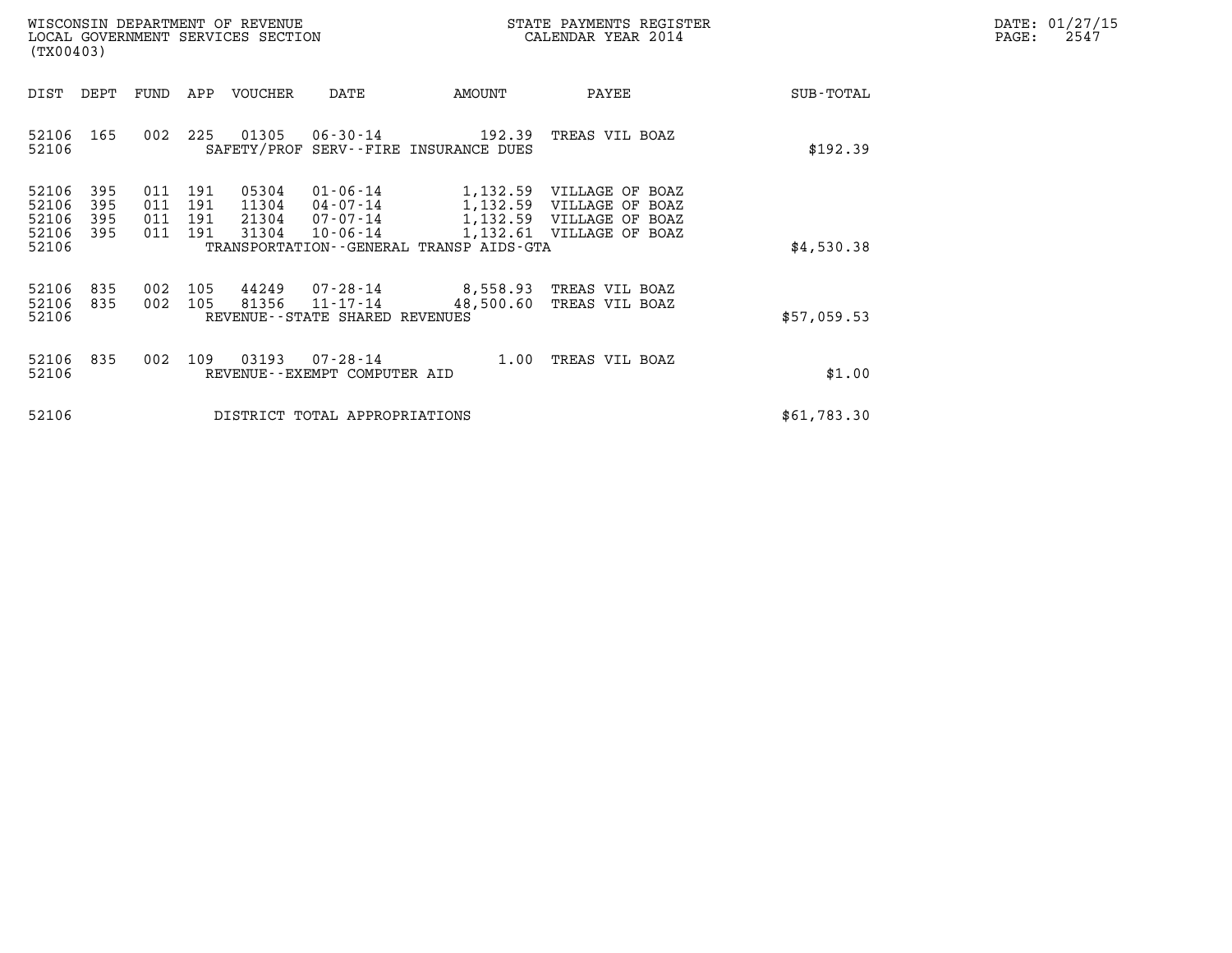WISCONSIN DEPARTMENT OF REVENUE
LOCAL GOVERNMENT SERVICES SECTION
(TX00403)

STATE PAYMENTS REGISTER
CALENDAR YEAR 2014

DATE: 01/27/15

| DIST | DEPT | FUND | APP | VOUCHER | DATE | AMOUNT | PAYEE | SUB-TOTAL |
|---|---|---|---|---|---|---|---|---|
| 52106 | 165 | 002 | 225 | 01305 | 06-30-14 | 192.39 | TREAS VIL BOAZ | |
| 52106 | | | | | SAFETY/PROF SERV--FIRE INSURANCE DUES | | | $192.39 |
| 52106 | 395 | 011 | 191 | 05304 | 01-06-14 | 1,132.59 | VILLAGE OF BOAZ | |
| 52106 | 395 | 011 | 191 | 11304 | 04-07-14 | 1,132.59 | VILLAGE OF BOAZ | |
| 52106 | 395 | 011 | 191 | 21304 | 07-07-14 | 1,132.59 | VILLAGE OF BOAZ | |
| 52106 | 395 | 011 | 191 | 31304 | 10-06-14 | 1,132.61 | VILLAGE OF BOAZ | |
| 52106 | | | | | TRANSPORTATION--GENERAL TRANSP AIDS-GTA | | | $4,530.38 |
| 52106 | 835 | 002 | 105 | 44249 | 07-28-14 | 8,558.93 | TREAS VIL BOAZ | |
| 52106 | 835 | 002 | 105 | 81356 | 11-17-14 | 48,500.60 | TREAS VIL BOAZ | |
| 52106 | | | | | REVENUE--STATE SHARED REVENUES | | | $57,059.53 |
| 52106 | 835 | 002 | 109 | 03193 | 07-28-14 | 1.00 | TREAS VIL BOAZ | |
| 52106 | | | | | REVENUE--EXEMPT COMPUTER AID | | | $1.00 |
| 52106 | | | | | DISTRICT TOTAL APPROPRIATIONS | | | $61,783.30 |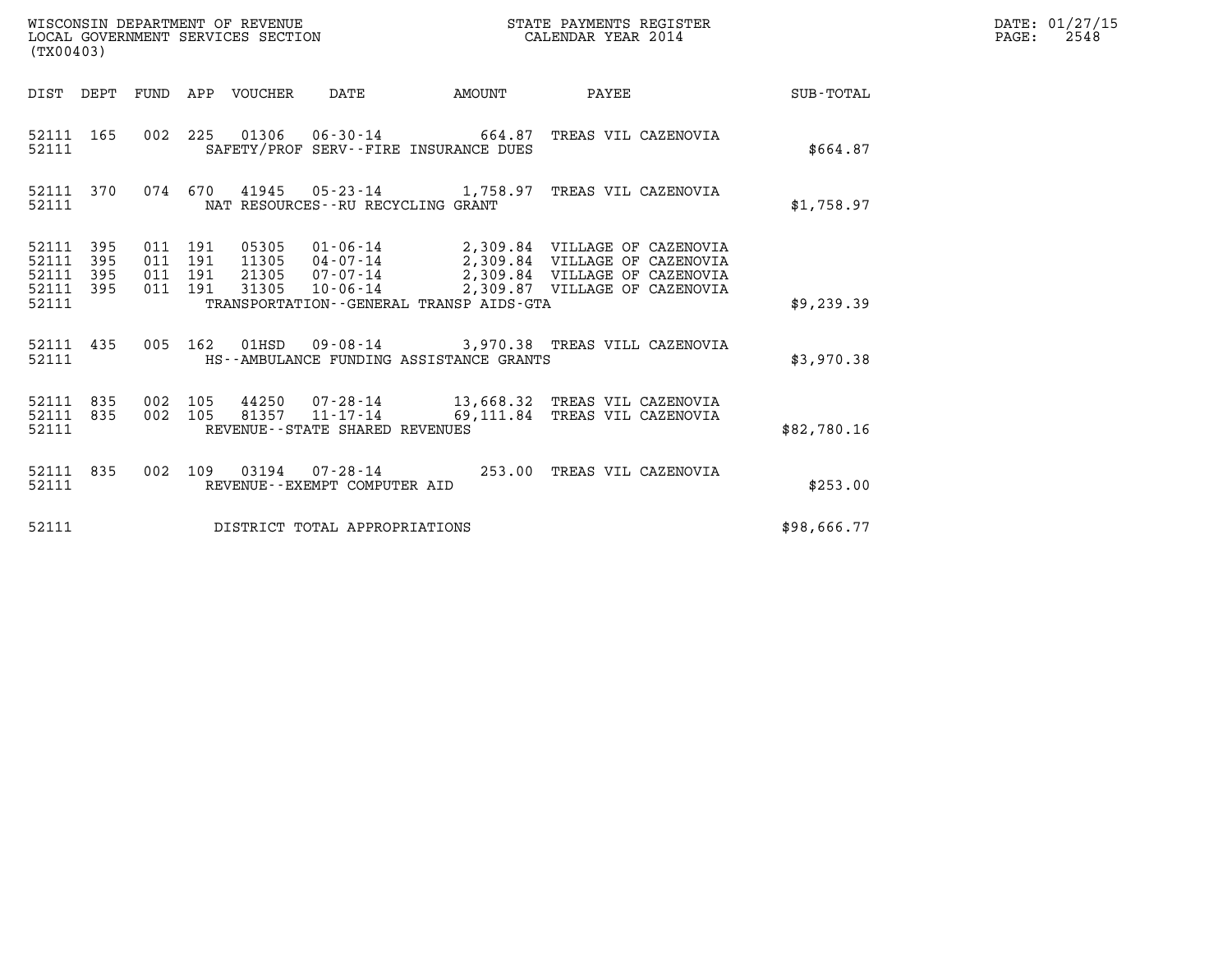WISCONSIN DEPARTMENT OF REVENUE
LOCAL GOVERNMENT SERVICES SECTION
(TX00403)

STATE PAYMENTS REGISTER
CALENDAR YEAR 2014

DATE: 01/27/15
PAGE: 2548

| DIST | DEPT | FUND | APP | VOUCHER | DATE | AMOUNT | PAYEE | SUB-TOTAL |
|---|---|---|---|---|---|---|---|---|
| 52111 | 165 | 002 | 225 | 01306 | 06-30-14 | 664.87 | TREAS VIL CAZENOVIA | |
| 52111 | | | | SAFETY/PROF SERV--FIRE INSURANCE DUES | | | | $664.87 |
| 52111 | 370 | 074 | 670 | 41945 | 05-23-14 | 1,758.97 | TREAS VIL CAZENOVIA | |
| 52111 | | | | NAT RESOURCES--RU RECYCLING GRANT | | | | $1,758.97 |
| 52111 | 395 | 011 | 191 | 05305 | 01-06-14 | 2,309.84 | VILLAGE OF CAZENOVIA | |
| 52111 | 395 | 011 | 191 | 11305 | 04-07-14 | 2,309.84 | VILLAGE OF CAZENOVIA | |
| 52111 | 395 | 011 | 191 | 21305 | 07-07-14 | 2,309.84 | VILLAGE OF CAZENOVIA | |
| 52111 | 395 | 011 | 191 | 31305 | 10-06-14 | 2,309.87 | VILLAGE OF CAZENOVIA | |
| 52111 | | | | TRANSPORTATION--GENERAL TRANSP AIDS-GTA | | | | $9,239.39 |
| 52111 | 435 | 005 | 162 | 01HSD | 09-08-14 | 3,970.38 | TREAS VILL CAZENOVIA | |
| 52111 | | | | HS--AMBULANCE FUNDING ASSISTANCE GRANTS | | | | $3,970.38 |
| 52111 | 835 | 002 | 105 | 44250 | 07-28-14 | 13,668.32 | TREAS VIL CAZENOVIA | |
| 52111 | 835 | 002 | 105 | 81357 | 11-17-14 | 69,111.84 | TREAS VIL CAZENOVIA | |
| 52111 | | | | REVENUE--STATE SHARED REVENUES | | | | $82,780.16 |
| 52111 | 835 | 002 | 109 | 03194 | 07-28-14 | 253.00 | TREAS VIL CAZENOVIA | |
| 52111 | | | | REVENUE--EXEMPT COMPUTER AID | | | | $253.00 |
| 52111 | | | | DISTRICT TOTAL APPROPRIATIONS | | | | $98,666.77 |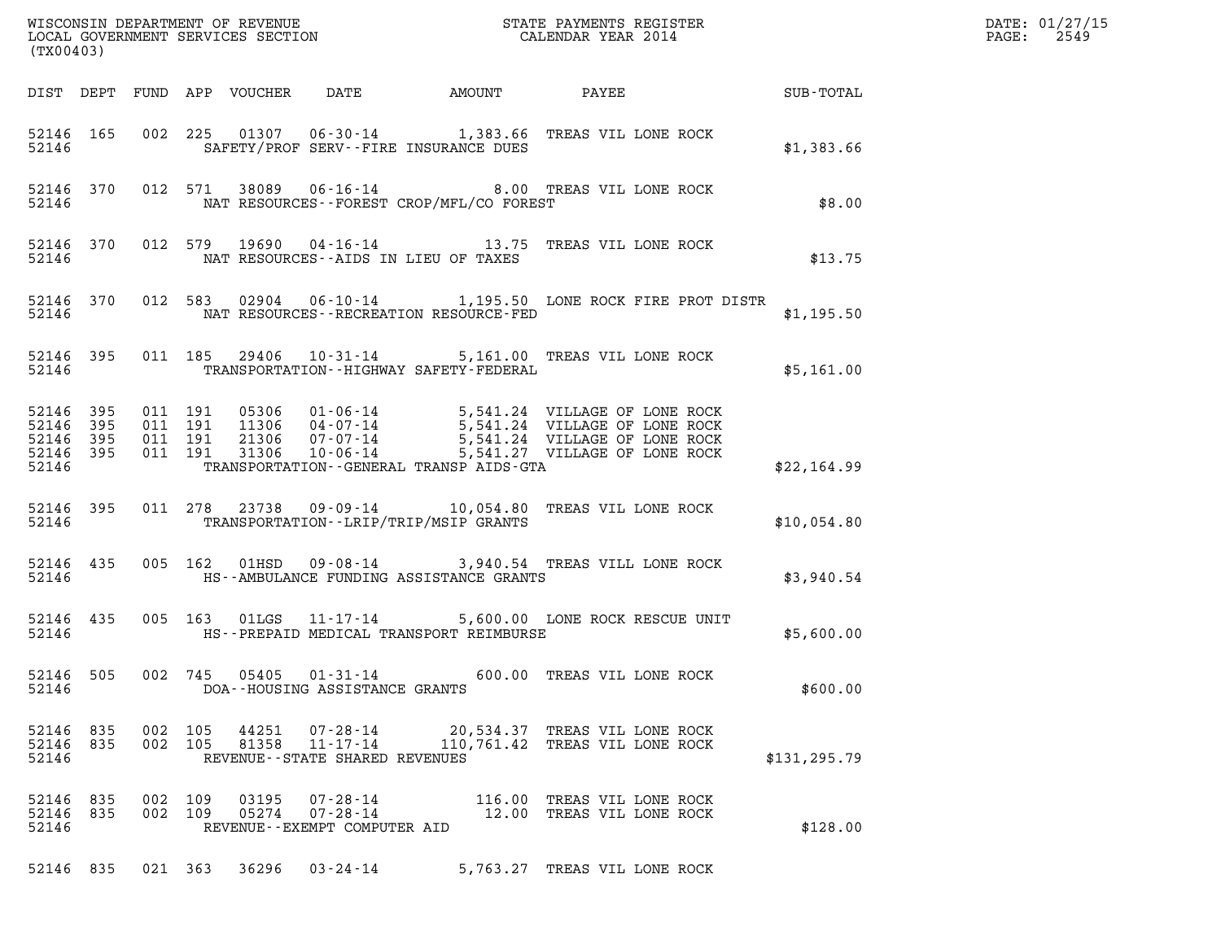WISCONSIN DEPARTMENT OF REVENUE
LOCAL GOVERNMENT SERVICES SECTION
(TX00403)

STATE PAYMENTS REGISTER
CALENDAR YEAR 2014

DATE: 01/27/15
PAGE: 2549

| DIST | DEPT | FUND | APP | VOUCHER | DATE | AMOUNT | PAYEE | SUB-TOTAL |
|---|---|---|---|---|---|---|---|---|
| 52146 | 165 | 002 | 225 | 01307 | 06-30-14 | 1,383.66 | TREAS VIL LONE ROCK | |
| 52146 | | | | | SAFETY/PROF SERV--FIRE INSURANCE DUES | | | $1,383.66 |
| 52146 | 370 | 012 | 571 | 38089 | 06-16-14 | 8.00 | TREAS VIL LONE ROCK | |
| 52146 | | | | | NAT RESOURCES--FOREST CROP/MFL/CO FOREST | | | $8.00 |
| 52146 | 370 | 012 | 579 | 19690 | 04-16-14 | 13.75 | TREAS VIL LONE ROCK | |
| 52146 | | | | | NAT RESOURCES--AIDS IN LIEU OF TAXES | | | $13.75 |
| 52146 | 370 | 012 | 583 | 02904 | 06-10-14 | 1,195.50 | LONE ROCK FIRE PROT DISTR | |
| 52146 | | | | | NAT RESOURCES--RECREATION RESOURCE-FED | | | $1,195.50 |
| 52146 | 395 | 011 | 185 | 29406 | 10-31-14 | 5,161.00 | TREAS VIL LONE ROCK | |
| 52146 | | | | | TRANSPORTATION--HIGHWAY SAFETY-FEDERAL | | | $5,161.00 |
| 52146 | 395 | 011 | 191 | 05306 | 01-06-14 | 5,541.24 | VILLAGE OF LONE ROCK | |
| 52146 | 395 | 011 | 191 | 11306 | 04-07-14 | 5,541.24 | VILLAGE OF LONE ROCK | |
| 52146 | 395 | 011 | 191 | 21306 | 07-07-14 | 5,541.24 | VILLAGE OF LONE ROCK | |
| 52146 | 395 | 011 | 191 | 31306 | 10-06-14 | 5,541.27 | VILLAGE OF LONE ROCK | |
| 52146 | | | | | TRANSPORTATION--GENERAL TRANSP AIDS-GTA | | | $22,164.99 |
| 52146 | 395 | 011 | 278 | 23738 | 09-09-14 | 10,054.80 | TREAS VIL LONE ROCK | |
| 52146 | | | | | TRANSPORTATION--LRIP/TRIP/MSIP GRANTS | | | $10,054.80 |
| 52146 | 435 | 005 | 162 | 01HSD | 09-08-14 | 3,940.54 | TREAS VILL LONE ROCK | |
| 52146 | | | | | HS--AMBULANCE FUNDING ASSISTANCE GRANTS | | | $3,940.54 |
| 52146 | 435 | 005 | 163 | 01LGS | 11-17-14 | 5,600.00 | LONE ROCK RESCUE UNIT | |
| 52146 | | | | | HS--PREPAID MEDICAL TRANSPORT REIMBURSE | | | $5,600.00 |
| 52146 | 505 | 002 | 745 | 05405 | 01-31-14 | 600.00 | TREAS VIL LONE ROCK | |
| 52146 | | | | | DOA--HOUSING ASSISTANCE GRANTS | | | $600.00 |
| 52146 | 835 | 002 | 105 | 44251 | 07-28-14 | 20,534.37 | TREAS VIL LONE ROCK | |
| 52146 | 835 | 002 | 105 | 81358 | 11-17-14 | 110,761.42 | TREAS VIL LONE ROCK | |
| 52146 | | | | | REVENUE--STATE SHARED REVENUES | | | $131,295.79 |
| 52146 | 835 | 002 | 109 | 03195 | 07-28-14 | 116.00 | TREAS VIL LONE ROCK | |
| 52146 | 835 | 002 | 109 | 05274 | 07-28-14 | 12.00 | TREAS VIL LONE ROCK | |
| 52146 | | | | | REVENUE--EXEMPT COMPUTER AID | | | $128.00 |
| 52146 | 835 | 021 | 363 | 36296 | 03-24-14 | 5,763.27 | TREAS VIL LONE ROCK | |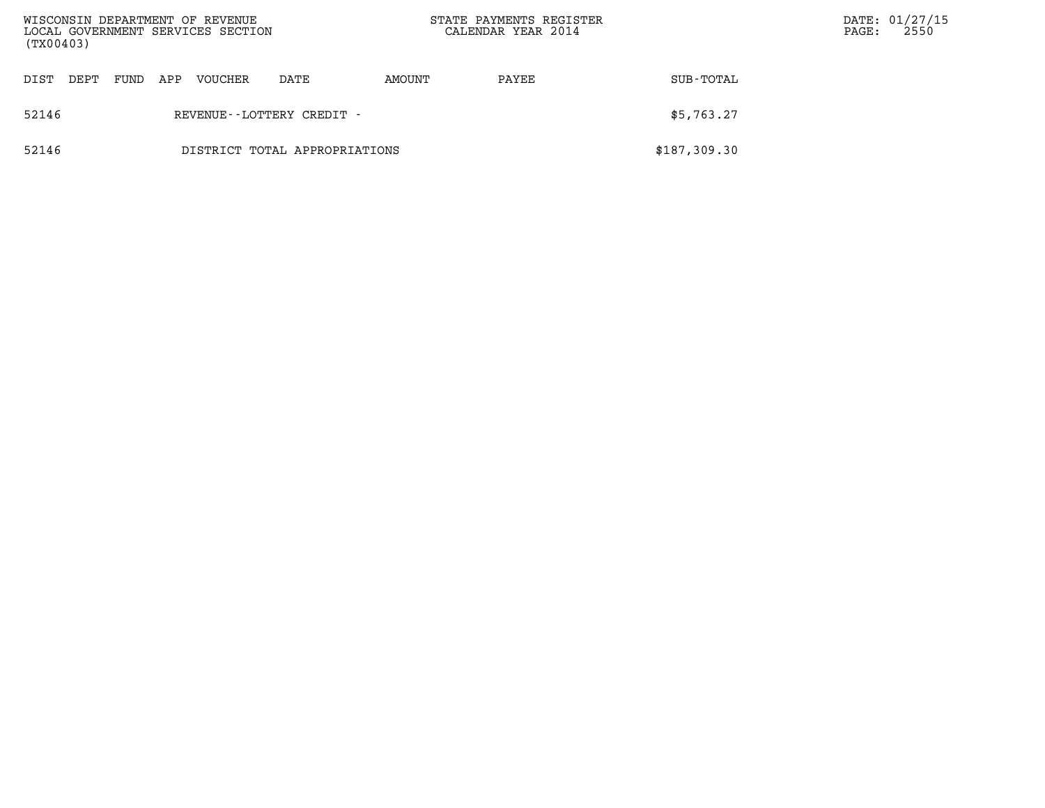| DIST | DEPT | FUND | APP | VOUCHER | DATE | AMOUNT | PAYEE | SUB-TOTAL |
|---|---|---|---|---|---|---|---|---|
| 52146 | | | | REVENUE--LOTTERY CREDIT - | | | | $5,763.27 |
| 52146 | | | | DISTRICT TOTAL APPROPRIATIONS | | | | $187,309.30 |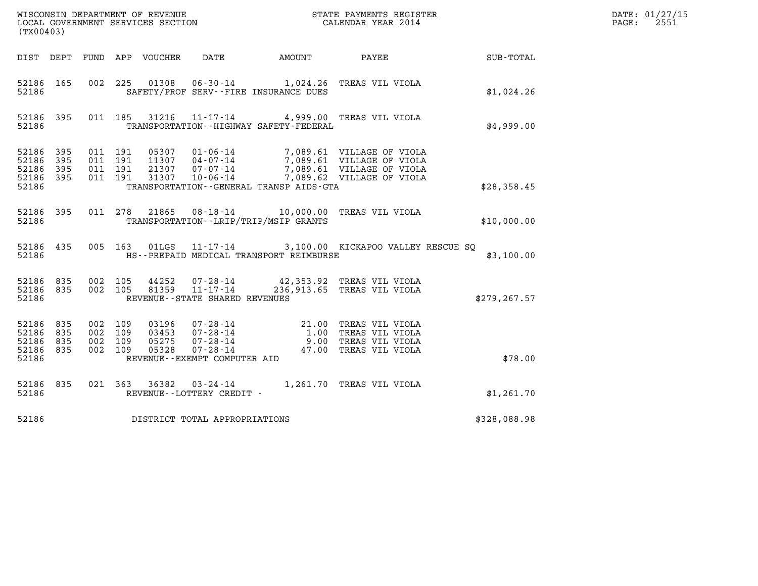WISCONSIN DEPARTMENT OF REVENUE
LOCAL GOVERNMENT SERVICES SECTION
(TX00403)

STATE PAYMENTS REGISTER
CALENDAR YEAR 2014

DATE: 01/27/15
PAGE: 2551

| DIST | DEPT | FUND | APP | VOUCHER | DATE | AMOUNT | PAYEE | SUB-TOTAL |
|---|---|---|---|---|---|---|---|---|
| 52186 | 165 | 002 | 225 | 01308 | 06-30-14 | 1,024.26 | TREAS VIL VIOLA | |
| 52186 | | | | | SAFETY/PROF SERV--FIRE INSURANCE DUES | | | $1,024.26 |
| 52186 | 395 | 011 | 185 | 31216 | 11-17-14 | 4,999.00 | TREAS VIL VIOLA | |
| 52186 | | | | | TRANSPORTATION--HIGHWAY SAFETY-FEDERAL | | | $4,999.00 |
| 52186 | 395 | 011 | 191 | 05307 | 01-06-14 | 7,089.61 | VILLAGE OF VIOLA | |
| 52186 | 395 | 011 | 191 | 11307 | 04-07-14 | 7,089.61 | VILLAGE OF VIOLA | |
| 52186 | 395 | 011 | 191 | 21307 | 07-07-14 | 7,089.61 | VILLAGE OF VIOLA | |
| 52186 | 395 | 011 | 191 | 31307 | 10-06-14 | 7,089.62 | VILLAGE OF VIOLA | |
| 52186 | | | | | TRANSPORTATION--GENERAL TRANSP AIDS-GTA | | | $28,358.45 |
| 52186 | 395 | 011 | 278 | 21865 | 08-18-14 | 10,000.00 | TREAS VIL VIOLA | |
| 52186 | | | | | TRANSPORTATION--LRIP/TRIP/MSIP GRANTS | | | $10,000.00 |
| 52186 | 435 | 005 | 163 | 01LGS | 11-17-14 | 3,100.00 | KICKAPOO VALLEY RESCUE SQ | |
| 52186 | | | | | HS--PREPAID MEDICAL TRANSPORT REIMBURSE | | | $3,100.00 |
| 52186 | 835 | 002 | 105 | 44252 | 07-28-14 | 42,353.92 | TREAS VIL VIOLA | |
| 52186 | 835 | 002 | 105 | 81359 | 11-17-14 | 236,913.65 | TREAS VIL VIOLA | |
| 52186 | | | | | REVENUE--STATE SHARED REVENUES | | | $279,267.57 |
| 52186 | 835 | 002 | 109 | 03196 | 07-28-14 | 21.00 | TREAS VIL VIOLA | |
| 52186 | 835 | 002 | 109 | 03453 | 07-28-14 | 1.00 | TREAS VIL VIOLA | |
| 52186 | 835 | 002 | 109 | 05275 | 07-28-14 | 9.00 | TREAS VIL VIOLA | |
| 52186 | 835 | 002 | 109 | 05328 | 07-28-14 | 47.00 | TREAS VIL VIOLA | |
| 52186 | | | | | REVENUE--EXEMPT COMPUTER AID | | | $78.00 |
| 52186 | 835 | 021 | 363 | 36382 | 03-24-14 | 1,261.70 | TREAS VIL VIOLA | |
| 52186 | | | | | REVENUE--LOTTERY CREDIT - | | | $1,261.70 |
| 52186 | | | | | DISTRICT TOTAL APPROPRIATIONS | | | $328,088.98 |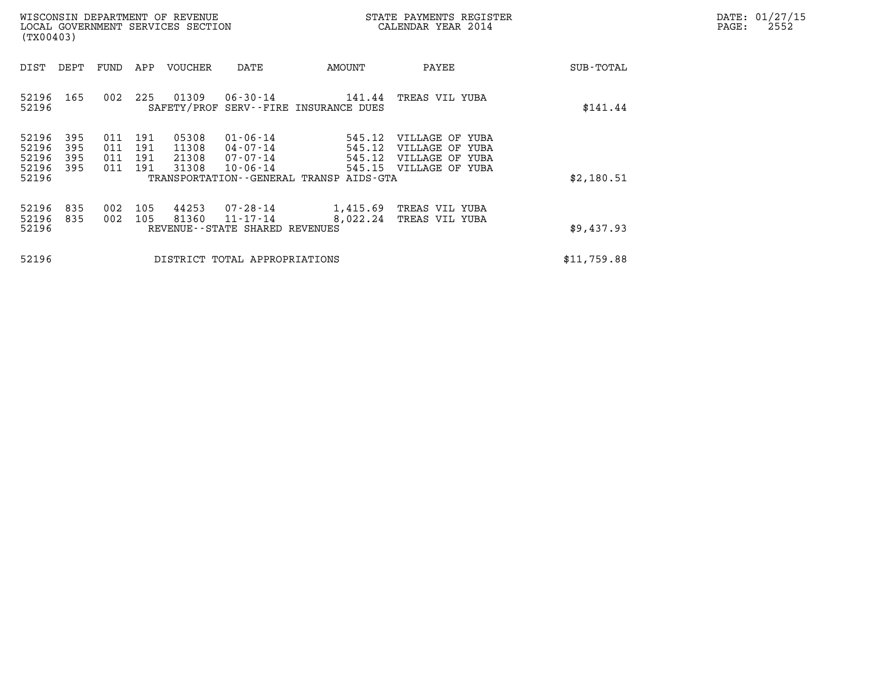WISCONSIN DEPARTMENT OF REVENUE
LOCAL GOVERNMENT SERVICES SECTION
(TX00403)

STATE PAYMENTS REGISTER
CALENDAR YEAR 2014

DATE: 01/27/15
PAGE: 2552

| DIST | DEPT | FUND | APP | VOUCHER | DATE | AMOUNT | PAYEE | SUB-TOTAL |
|---|---|---|---|---|---|---|---|---|
| 52196 | 165 | 002 | 225 | 01309 | 06-30-14 | 141.44 | TREAS VIL YUBA | |
| 52196 | | | | SAFETY/PROF SERV--FIRE INSURANCE DUES | | | | $141.44 |
| 52196 | 395 | 011 | 191 | 05308 | 01-06-14 | 545.12 | VILLAGE OF YUBA | |
| 52196 | 395 | 011 | 191 | 11308 | 04-07-14 | 545.12 | VILLAGE OF YUBA | |
| 52196 | 395 | 011 | 191 | 21308 | 07-07-14 | 545.12 | VILLAGE OF YUBA | |
| 52196 | 395 | 011 | 191 | 31308 | 10-06-14 | 545.15 | VILLAGE OF YUBA | |
| 52196 | | | | TRANSPORTATION--GENERAL TRANSP AIDS-GTA | | | | $2,180.51 |
| 52196 | 835 | 002 | 105 | 44253 | 07-28-14 | 1,415.69 | TREAS VIL YUBA | |
| 52196 | 835 | 002 | 105 | 81360 | 11-17-14 | 8,022.24 | TREAS VIL YUBA | |
| 52196 | | | | REVENUE--STATE SHARED REVENUES | | | | $9,437.93 |
| 52196 | | | | DISTRICT TOTAL APPROPRIATIONS | | | | $11,759.88 |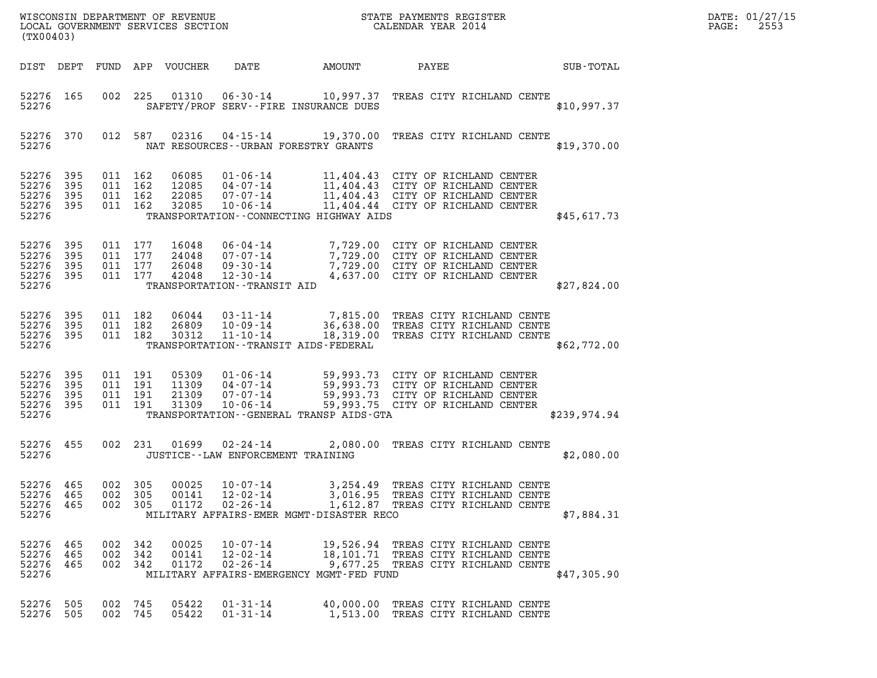| DIST | DEPT | FUND | APP | VOUCHER | DATE | AMOUNT | PAYEE | SUB-TOTAL |
|---|---|---|---|---|---|---|---|---|
| 52276 | 165 | 002 | 225 | 01310 | 06-30-14 | 10,997.37 | TREAS CITY RICHLAND CENTE | |
| 52276 | | | | | SAFETY/PROF SERV--FIRE INSURANCE DUES | | | $10,997.37 |
| 52276 | 370 | 012 | 587 | 02316 | 04-15-14 | 19,370.00 | TREAS CITY RICHLAND CENTE | |
| 52276 | | | | | NAT RESOURCES--URBAN FORESTRY GRANTS | | | $19,370.00 |
| 52276 | 395 | 011 | 162 | 06085 | 01-06-14 | 11,404.43 | CITY OF RICHLAND CENTER | |
| 52276 | 395 | 011 | 162 | 12085 | 04-07-14 | 11,404.43 | CITY OF RICHLAND CENTER | |
| 52276 | 395 | 011 | 162 | 22085 | 07-07-14 | 11,404.43 | CITY OF RICHLAND CENTER | |
| 52276 | 395 | 011 | 162 | 32085 | 10-06-14 | 11,404.44 | CITY OF RICHLAND CENTER | |
| 52276 | | | | | TRANSPORTATION--CONNECTING HIGHWAY AIDS | | | $45,617.73 |
| 52276 | 395 | 011 | 177 | 16048 | 06-04-14 | 7,729.00 | CITY OF RICHLAND CENTER | |
| 52276 | 395 | 011 | 177 | 24048 | 07-07-14 | 7,729.00 | CITY OF RICHLAND CENTER | |
| 52276 | 395 | 011 | 177 | 26048 | 09-30-14 | 7,729.00 | CITY OF RICHLAND CENTER | |
| 52276 | 395 | 011 | 177 | 42048 | 12-30-14 | 4,637.00 | CITY OF RICHLAND CENTER | |
| 52276 | | | | | TRANSPORTATION--TRANSIT AID | | | $27,824.00 |
| 52276 | 395 | 011 | 182 | 06044 | 03-11-14 | 7,815.00 | TREAS CITY RICHLAND CENTE | |
| 52276 | 395 | 011 | 182 | 26809 | 10-09-14 | 36,638.00 | TREAS CITY RICHLAND CENTE | |
| 52276 | 395 | 011 | 182 | 30312 | 11-10-14 | 18,319.00 | TREAS CITY RICHLAND CENTE | |
| 52276 | | | | | TRANSPORTATION--TRANSIT AIDS-FEDERAL | | | $62,772.00 |
| 52276 | 395 | 011 | 191 | 05309 | 01-06-14 | 59,993.73 | CITY OF RICHLAND CENTER | |
| 52276 | 395 | 011 | 191 | 11309 | 04-07-14 | 59,993.73 | CITY OF RICHLAND CENTER | |
| 52276 | 395 | 011 | 191 | 21309 | 07-07-14 | 59,993.73 | CITY OF RICHLAND CENTER | |
| 52276 | 395 | 011 | 191 | 31309 | 10-06-14 | 59,993.75 | CITY OF RICHLAND CENTER | |
| 52276 | | | | | TRANSPORTATION--GENERAL TRANSP AIDS-GTA | | | $239,974.94 |
| 52276 | 455 | 002 | 231 | 01699 | 02-24-14 | 2,080.00 | TREAS CITY RICHLAND CENTE | |
| 52276 | | | | | JUSTICE--LAW ENFORCEMENT TRAINING | | | $2,080.00 |
| 52276 | 465 | 002 | 305 | 00025 | 10-07-14 | 3,254.49 | TREAS CITY RICHLAND CENTE | |
| 52276 | 465 | 002 | 305 | 00141 | 12-02-14 | 3,016.95 | TREAS CITY RICHLAND CENTE | |
| 52276 | 465 | 002 | 305 | 01172 | 02-26-14 | 1,612.87 | TREAS CITY RICHLAND CENTE | |
| 52276 | | | | | MILITARY AFFAIRS-EMER MGMT-DISASTER RECO | | | $7,884.31 |
| 52276 | 465 | 002 | 342 | 00025 | 10-07-14 | 19,526.94 | TREAS CITY RICHLAND CENTE | |
| 52276 | 465 | 002 | 342 | 00141 | 12-02-14 | 18,101.71 | TREAS CITY RICHLAND CENTE | |
| 52276 | 465 | 002 | 342 | 01172 | 02-26-14 | 9,677.25 | TREAS CITY RICHLAND CENTE | |
| 52276 | | | | | MILITARY AFFAIRS-EMERGENCY MGMT-FED FUND | | | $47,305.90 |
| 52276 | 505 | 002 | 745 | 05422 | 01-31-14 | 40,000.00 | TREAS CITY RICHLAND CENTE | |
| 52276 | 505 | 002 | 745 | 05422 | 01-31-14 | 1,513.00 | TREAS CITY RICHLAND CENTE | |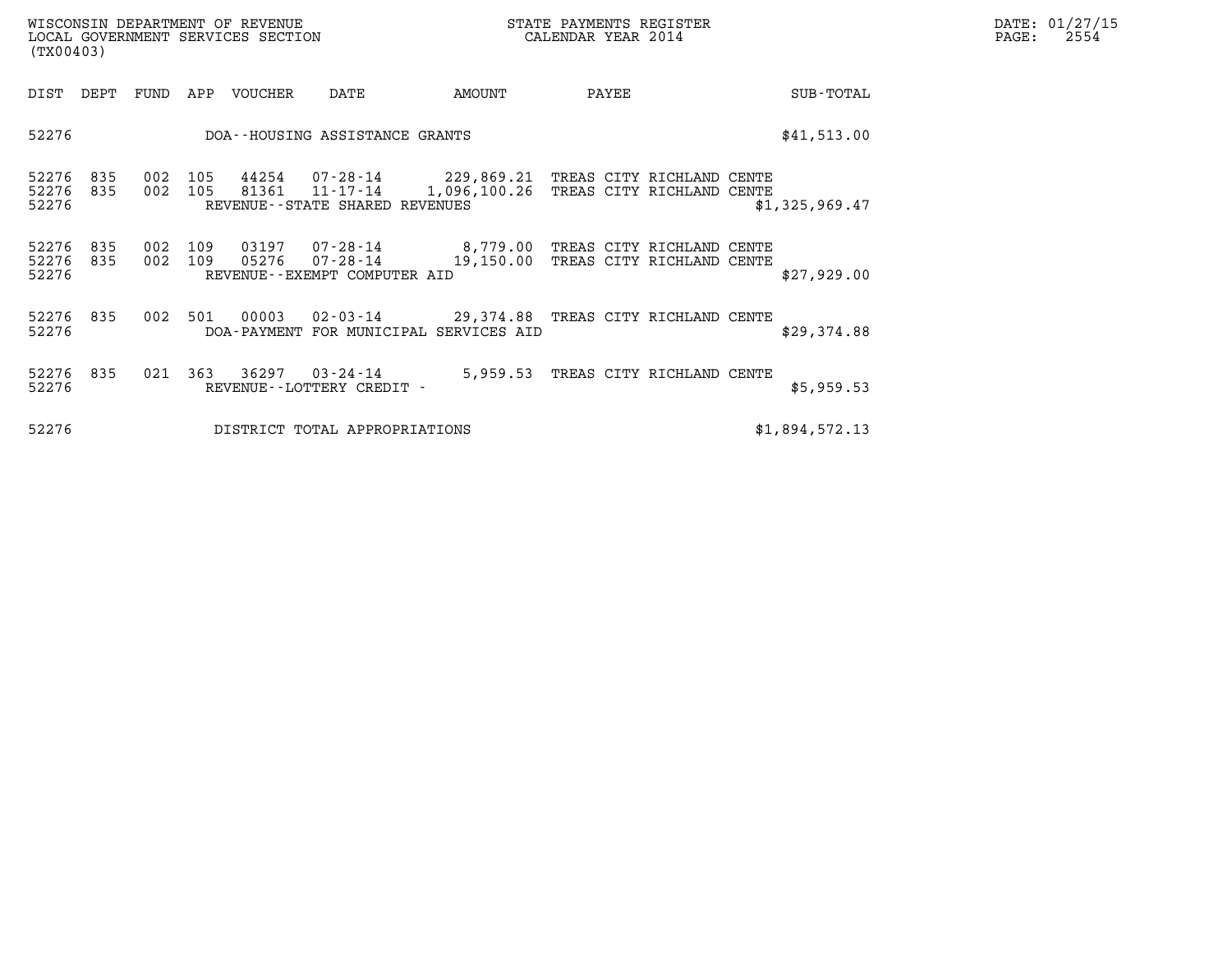WISCONSIN DEPARTMENT OF REVENUE
LOCAL GOVERNMENT SERVICES SECTION
(TX00403)

STATE PAYMENTS REGISTER
CALENDAR YEAR 2014

DATE: 01/27/15
PAGE: 2554

| DIST | DEPT | FUND | APP | VOUCHER | DATE | AMOUNT | PAYEE | SUB-TOTAL |
|---|---|---|---|---|---|---|---|---|
| 52276 | | | | DOA--HOUSING ASSISTANCE GRANTS | | | | $41,513.00 |
| 52276 | 835 | 002 | 105 | 44254 | 07-28-14 | 229,869.21 | TREAS CITY RICHLAND CENTE | |
| 52276 | 835 | 002 | 105 | 81361 | 11-17-14 | 1,096,100.26 | TREAS CITY RICHLAND CENTE | |
| 52276 | | | | REVENUE--STATE SHARED REVENUES | | | | $1,325,969.47 |
| 52276 | 835 | 002 | 109 | 03197 | 07-28-14 | 8,779.00 | TREAS CITY RICHLAND CENTE | |
| 52276 | 835 | 002 | 109 | 05276 | 07-28-14 | 19,150.00 | TREAS CITY RICHLAND CENTE | |
| 52276 | | | | REVENUE--EXEMPT COMPUTER AID | | | | $27,929.00 |
| 52276 | 835 | 002 | 501 | 00003 | 02-03-14 | 29,374.88 | TREAS CITY RICHLAND CENTE | |
| 52276 | | | | DOA-PAYMENT FOR MUNICIPAL SERVICES AID | | | | $29,374.88 |
| 52276 | 835 | 021 | 363 | 36297 | 03-24-14 | 5,959.53 | TREAS CITY RICHLAND CENTE | |
| 52276 | | | | REVENUE--LOTTERY CREDIT - | | | | $5,959.53 |
| 52276 | | | | DISTRICT TOTAL APPROPRIATIONS | | | | $1,894,572.13 |